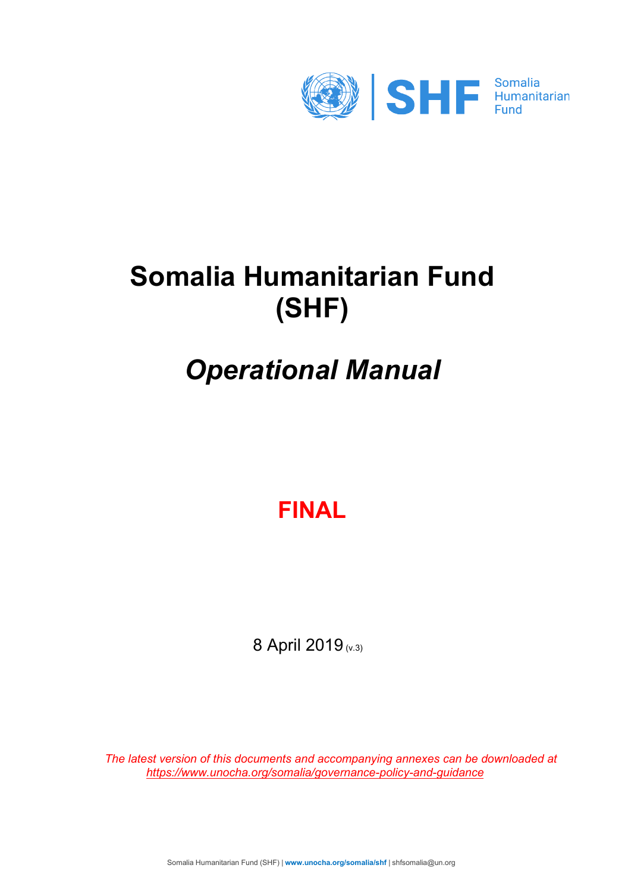# Somalia Humanitarian Fund (SHF)

# *Operational Manual*

**FINAL**

8 April 2019 (v.3)

*The latest version of this documents and accompanying annexes can be downloaded at https://www.unocha.org/somalia/governance-policy-and-guidance*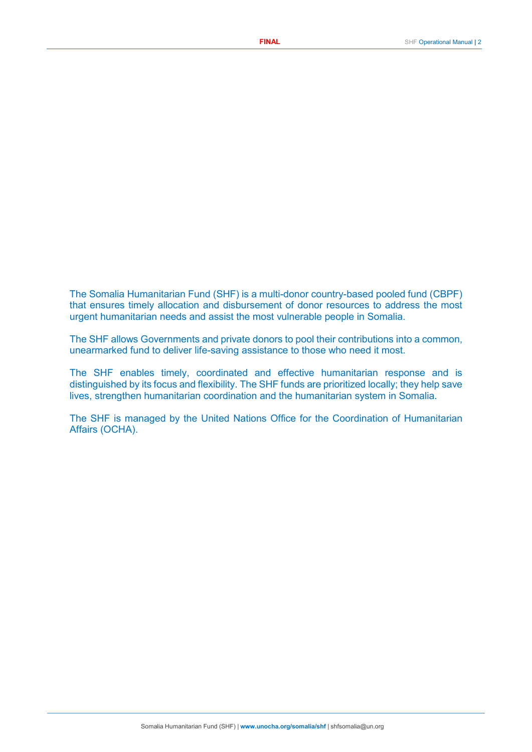The Somalia Humanitarian Fund (SHF) is a multi-donor country-based pooled fund (CBPF) that ensures timely allocation and disbursement of donor resources to address the most urgent humanitarian needs and assist the most vulnerable people in Somalia.

The SHF allows Governments and private donors to pool their contributions into a common, unearmarked fund to deliver life-saving assistance to those who need it most.

The SHF enables timely, coordinated and effective humanitarian response and is distinguished by its focus and flexibility. The SHF funds are prioritized locally; they help save lives, strengthen humanitarian coordination and the humanitarian system in Somalia.

The SHF is managed by the United Nations Office for the Coordination of Humanitarian Affairs (OCHA).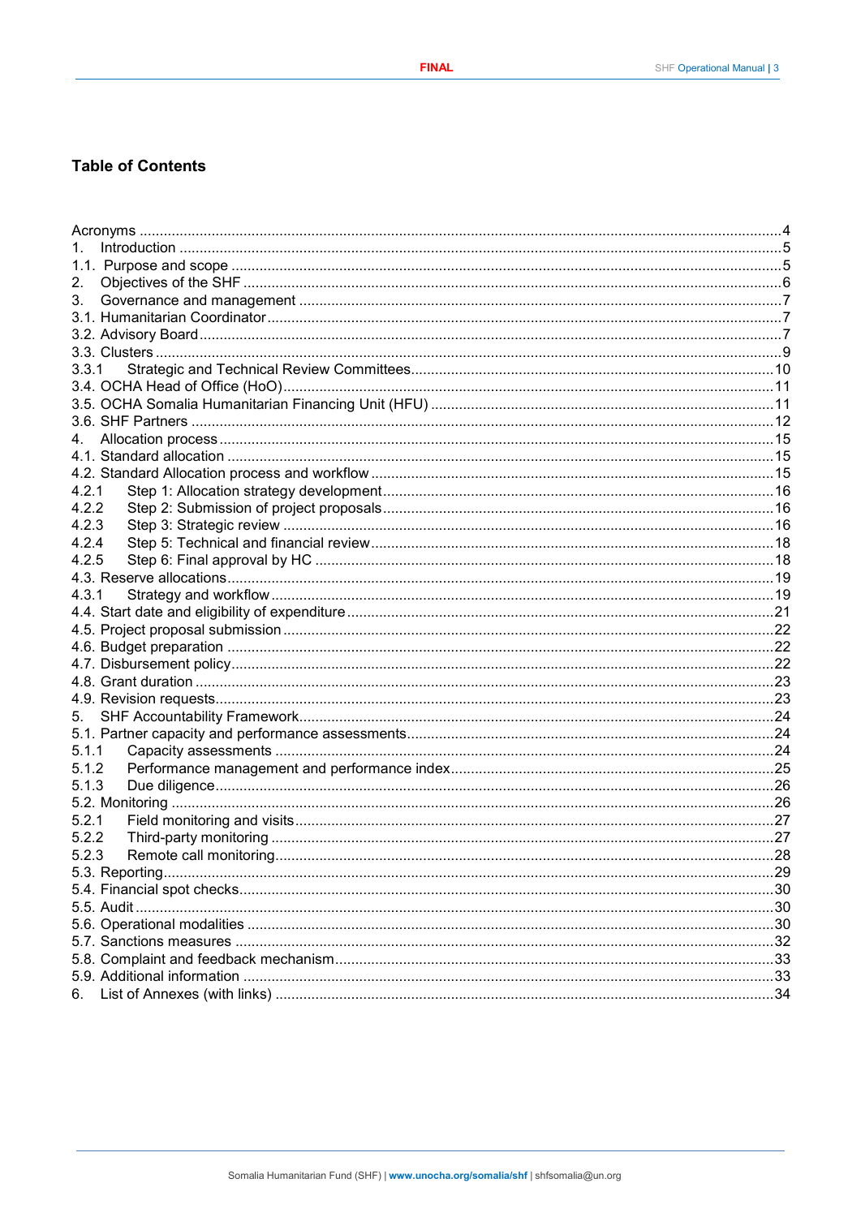## Table of Contents

Acronyms ....................................................................................................................................4
1. Introduction ............................................................................................................................5
1.1. Purpose and scope ................................................................................................................5
2. Objectives of the SHF ............................................................................................................6
3. Governance and management ..............................................................................................7
3.1. Humanitarian Coordinator.....................................................................................................7
3.2. Advisory Board......................................................................................................................7
3.3. Clusters .................................................................................................................................9
3.3.1 Strategic and Technical Review Committees....................................................................10
3.4. OCHA Head of Office (HoO)................................................................................................11
3.5. OCHA Somalia Humanitarian Financing Unit (HFU) ..........................................................11
3.6. SHF Partners .......................................................................................................................12
4. Allocation process ................................................................................................................15
4.1. Standard allocation .............................................................................................................15
4.2. Standard Allocation process and workflow .........................................................................15
4.2.1 Step 1: Allocation strategy development...........................................................................16
4.2.2 Step 2: Submission of project proposals...........................................................................16
4.2.3 Step 3: Strategic review ....................................................................................................16
4.2.4 Step 5: Technical and financial review..............................................................................18
4.2.5 Step 6: Final approval by HC ............................................................................................18
4.3. Reserve allocations.............................................................................................................19
4.3.1 Strategy and workflow ......................................................................................................19
4.4. Start date and eligibility of expenditure ...............................................................................21
4.5. Project proposal submission ...............................................................................................22
4.6. Budget preparation .............................................................................................................22
4.7. Disbursement policy.............................................................................................................22
4.8. Grant duration .....................................................................................................................23
4.9. Revision requests.................................................................................................................23
5. SHF Accountability Framework.............................................................................................24
5.1. Partner capacity and performance assessments..................................................................24
5.1.1 Capacity assessments ......................................................................................................24
5.1.2 Performance management and performance index...........................................................25
5.1.3 Due diligence....................................................................................................................26
5.2. Monitoring ...........................................................................................................................26
5.2.1 Field monitoring and visits.................................................................................................27
5.2.2 Third-party monitoring ......................................................................................................27
5.2.3 Remote call monitoring.....................................................................................................28
5.3. Reporting.............................................................................................................................29
5.4. Financial spot checks...........................................................................................................30
5.5. Audit ...................................................................................................................................30
5.6. Operational modalities ........................................................................................................30
5.7. Sanctions measures ...........................................................................................................32
5.8. Complaint and feedback mechanism...................................................................................33
5.9. Additional information .........................................................................................................33
6. List of Annexes (with links) ..................................................................................................34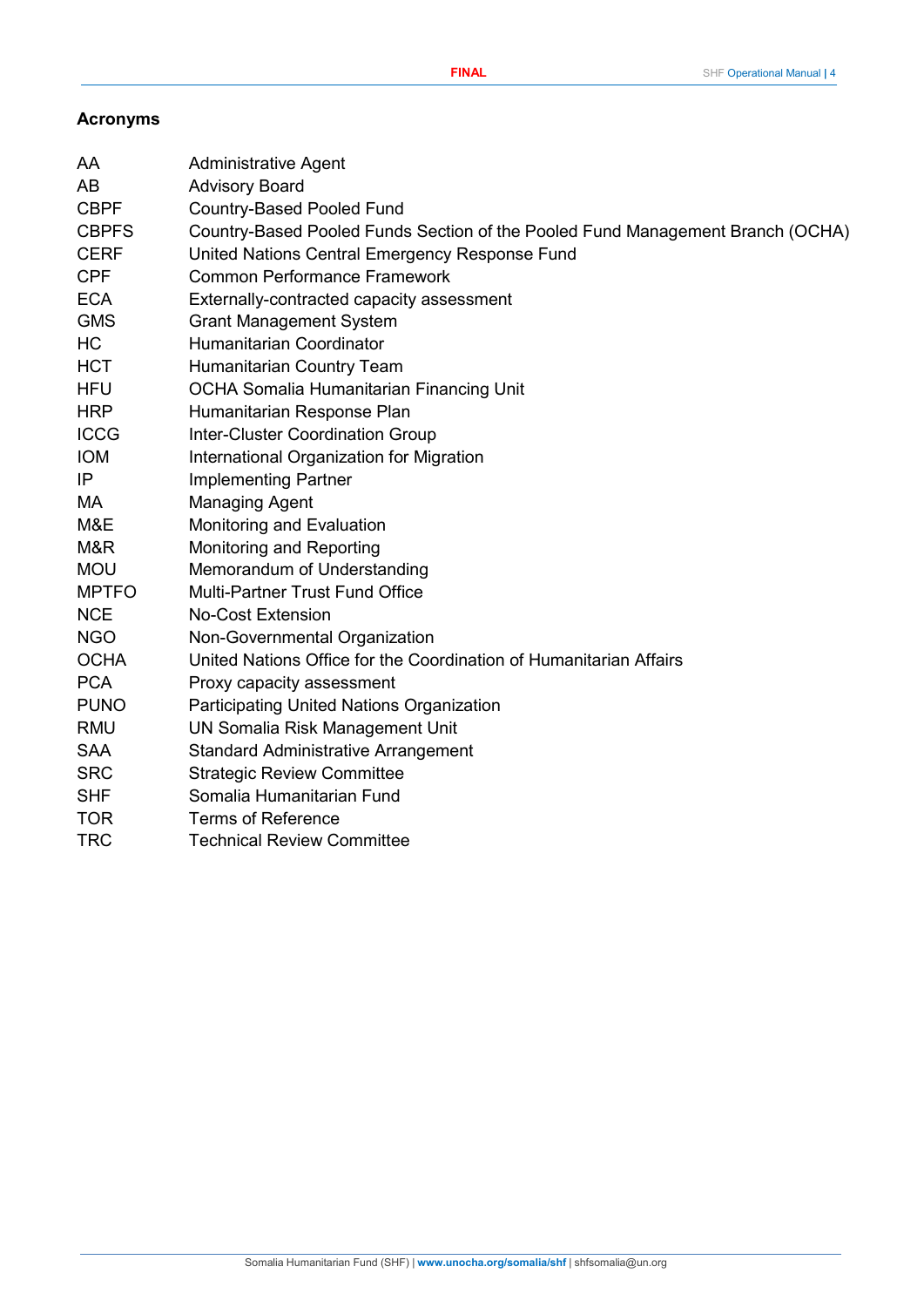## Acronyms

| | |
|---|---|
| AA | Administrative Agent |
| AB | Advisory Board |
| CBPF | Country-Based Pooled Fund |
| CBPFS | Country-Based Pooled Funds Section of the Pooled Fund Management Branch (OCHA) |
| CERF | United Nations Central Emergency Response Fund |
| CPF | Common Performance Framework |
| ECA | Externally-contracted capacity assessment |
| GMS | Grant Management System |
| HC | Humanitarian Coordinator |
| HCT | Humanitarian Country Team |
| HFU | OCHA Somalia Humanitarian Financing Unit |
| HRP | Humanitarian Response Plan |
| ICCG | Inter-Cluster Coordination Group |
| IOM | International Organization for Migration |
| IP | Implementing Partner |
| MA | Managing Agent |
| M&E | Monitoring and Evaluation |
| M&R | Monitoring and Reporting |
| MOU | Memorandum of Understanding |
| MPTFO | Multi-Partner Trust Fund Office |
| NCE | No-Cost Extension |
| NGO | Non-Governmental Organization |
| OCHA | United Nations Office for the Coordination of Humanitarian Affairs |
| PCA | Proxy capacity assessment |
| PUNO | Participating United Nations Organization |
| RMU | UN Somalia Risk Management Unit |
| SAA | Standard Administrative Arrangement |
| SRC | Strategic Review Committee |
| SHF | Somalia Humanitarian Fund |
| TOR | Terms of Reference |
| TRC | Technical Review Committee |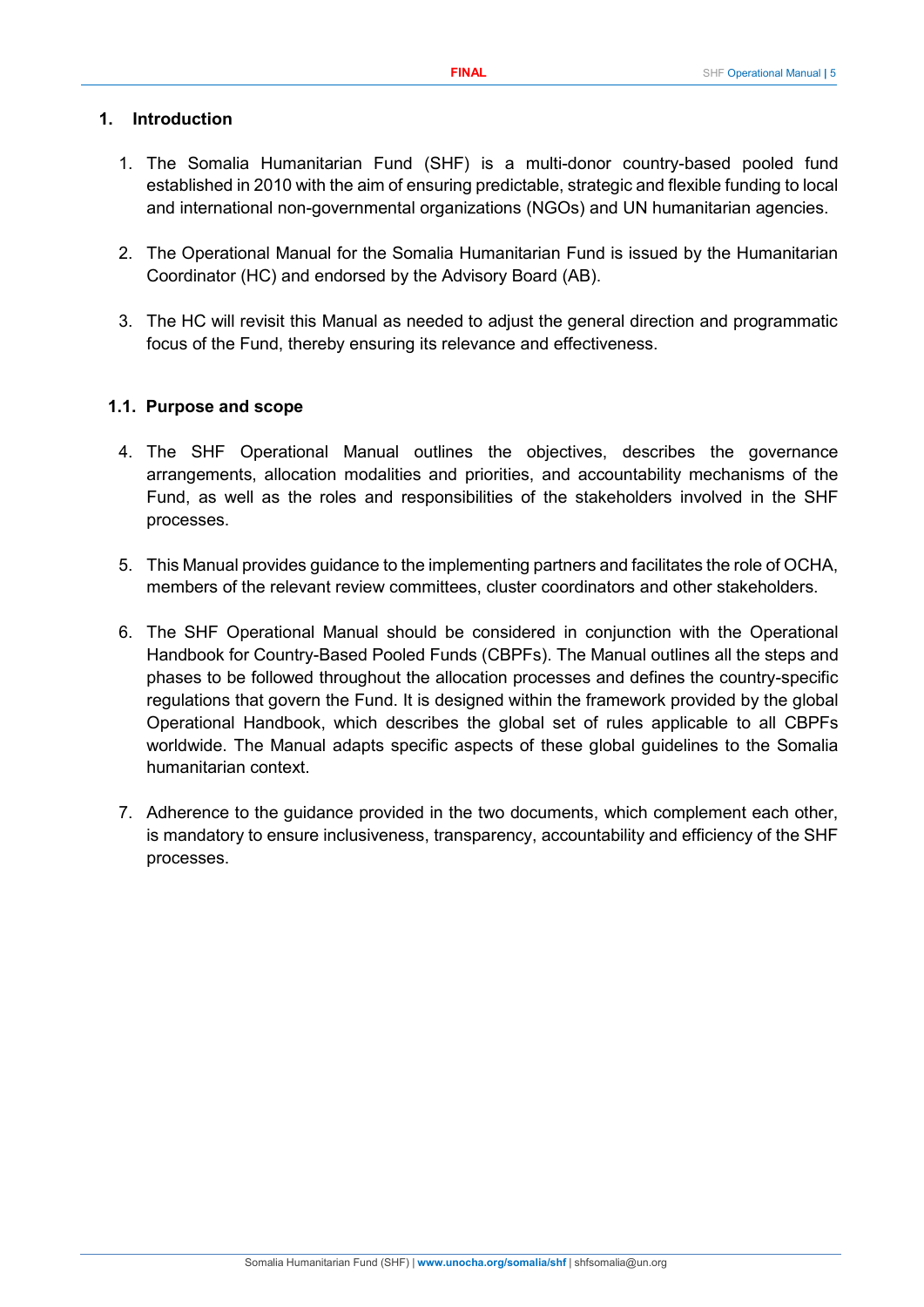# 1. Introduction

1. The Somalia Humanitarian Fund (SHF) is a multi-donor country-based pooled fund established in 2010 with the aim of ensuring predictable, strategic and flexible funding to local and international non-governmental organizations (NGOs) and UN humanitarian agencies.

2. The Operational Manual for the Somalia Humanitarian Fund is issued by the Humanitarian Coordinator (HC) and endorsed by the Advisory Board (AB).

3. The HC will revisit this Manual as needed to adjust the general direction and programmatic focus of the Fund, thereby ensuring its relevance and effectiveness.

## 1.1. Purpose and scope

4. The SHF Operational Manual outlines the objectives, describes the governance arrangements, allocation modalities and priorities, and accountability mechanisms of the Fund, as well as the roles and responsibilities of the stakeholders involved in the SHF processes.

5. This Manual provides guidance to the implementing partners and facilitates the role of OCHA, members of the relevant review committees, cluster coordinators and other stakeholders.

6. The SHF Operational Manual should be considered in conjunction with the Operational Handbook for Country-Based Pooled Funds (CBPFs). The Manual outlines all the steps and phases to be followed throughout the allocation processes and defines the country-specific regulations that govern the Fund. It is designed within the framework provided by the global Operational Handbook, which describes the global set of rules applicable to all CBPFs worldwide. The Manual adapts specific aspects of these global guidelines to the Somalia humanitarian context.

7. Adherence to the guidance provided in the two documents, which complement each other, is mandatory to ensure inclusiveness, transparency, accountability and efficiency of the SHF processes.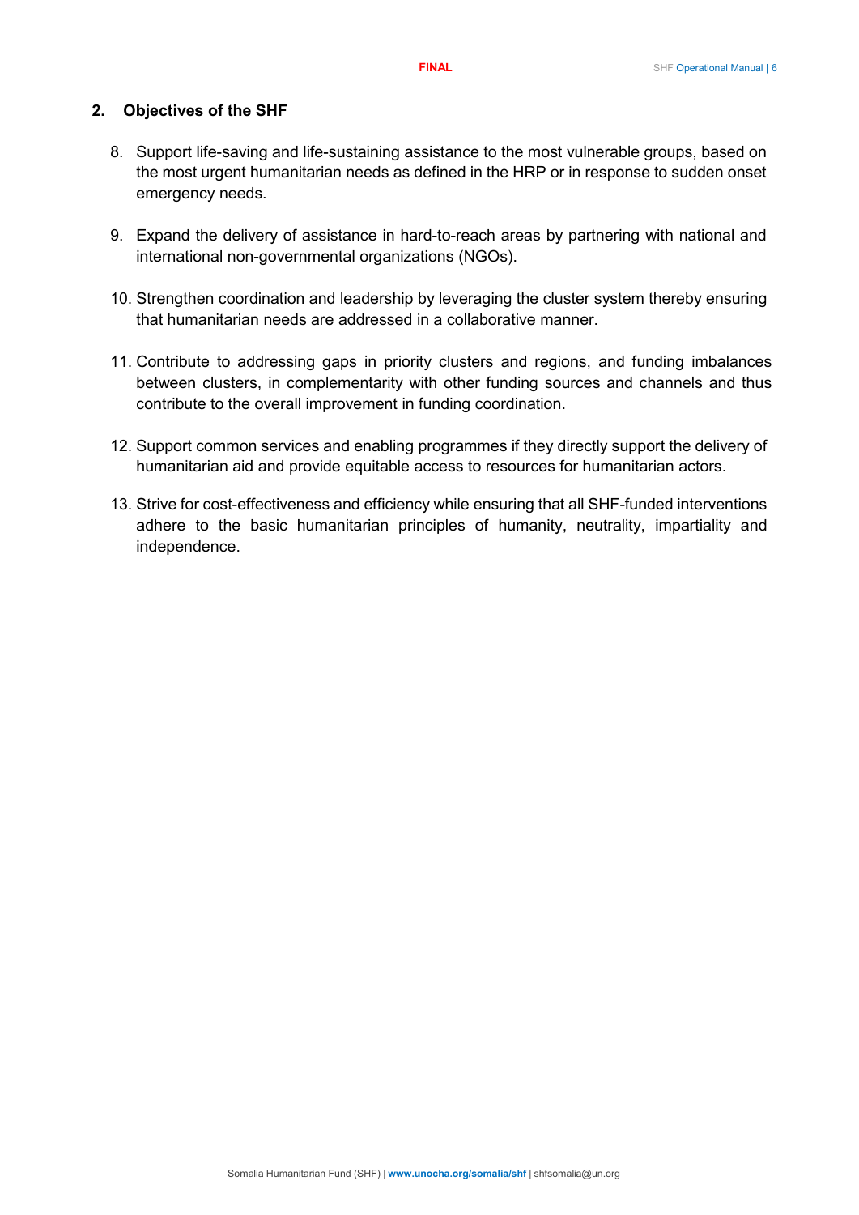## 2. Objectives of the SHF

8. Support life-saving and life-sustaining assistance to the most vulnerable groups, based on the most urgent humanitarian needs as defined in the HRP or in response to sudden onset emergency needs.

9. Expand the delivery of assistance in hard-to-reach areas by partnering with national and international non-governmental organizations (NGOs).

10. Strengthen coordination and leadership by leveraging the cluster system thereby ensuring that humanitarian needs are addressed in a collaborative manner.

11. Contribute to addressing gaps in priority clusters and regions, and funding imbalances between clusters, in complementarity with other funding sources and channels and thus contribute to the overall improvement in funding coordination.

12. Support common services and enabling programmes if they directly support the delivery of humanitarian aid and provide equitable access to resources for humanitarian actors.

13. Strive for cost-effectiveness and efficiency while ensuring that all SHF-funded interventions adhere to the basic humanitarian principles of humanity, neutrality, impartiality and independence.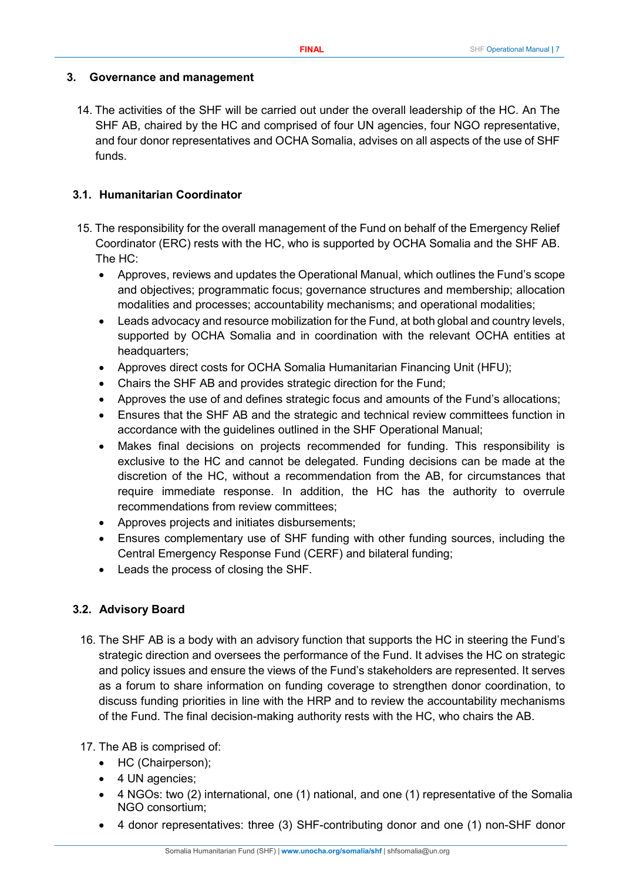## 3. Governance and management

14. The activities of the SHF will be carried out under the overall leadership of the HC. An The SHF AB, chaired by the HC and comprised of four UN agencies, four NGO representative, and four donor representatives and OCHA Somalia, advises on all aspects of the use of SHF funds.

### 3.1. Humanitarian Coordinator

15. The responsibility for the overall management of the Fund on behalf of the Emergency Relief Coordinator (ERC) rests with the HC, who is supported by OCHA Somalia and the SHF AB. The HC:
    - Approves, reviews and updates the Operational Manual, which outlines the Fund's scope and objectives; programmatic focus; governance structures and membership; allocation modalities and processes; accountability mechanisms; and operational modalities;
    - Leads advocacy and resource mobilization for the Fund, at both global and country levels, supported by OCHA Somalia and in coordination with the relevant OCHA entities at headquarters;
    - Approves direct costs for OCHA Somalia Humanitarian Financing Unit (HFU);
    - Chairs the SHF AB and provides strategic direction for the Fund;
    - Approves the use of and defines strategic focus and amounts of the Fund's allocations;
    - Ensures that the SHF AB and the strategic and technical review committees function in accordance with the guidelines outlined in the SHF Operational Manual;
    - Makes final decisions on projects recommended for funding. This responsibility is exclusive to the HC and cannot be delegated. Funding decisions can be made at the discretion of the HC, without a recommendation from the AB, for circumstances that require immediate response. In addition, the HC has the authority to overrule recommendations from review committees;
    - Approves projects and initiates disbursements;
    - Ensures complementary use of SHF funding with other funding sources, including the Central Emergency Response Fund (CERF) and bilateral funding;
    - Leads the process of closing the SHF.

### 3.2. Advisory Board

16. The SHF AB is a body with an advisory function that supports the HC in steering the Fund's strategic direction and oversees the performance of the Fund. It advises the HC on strategic and policy issues and ensure the views of the Fund's stakeholders are represented. It serves as a forum to share information on funding coverage to strengthen donor coordination, to discuss funding priorities in line with the HRP and to review the accountability mechanisms of the Fund. The final decision-making authority rests with the HC, who chairs the AB.

17. The AB is comprised of:
    - HC (Chairperson);
    - 4 UN agencies;
    - 4 NGOs: two (2) international, one (1) national, and one (1) representative of the Somalia NGO consortium;
    - 4 donor representatives: three (3) SHF-contributing donor and one (1) non-SHF donor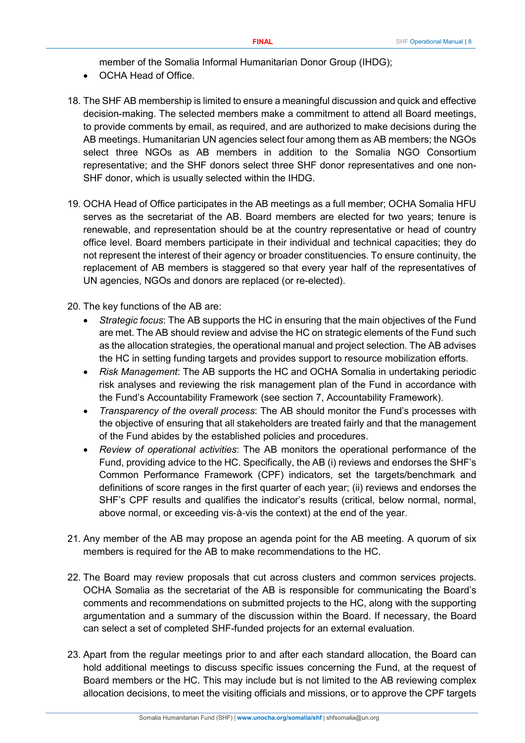member of the Somalia Informal Humanitarian Donor Group (IHDG);

- OCHA Head of Office.

18. The SHF AB membership is limited to ensure a meaningful discussion and quick and effective decision-making. The selected members make a commitment to attend all Board meetings, to provide comments by email, as required, and are authorized to make decisions during the AB meetings. Humanitarian UN agencies select four among them as AB members; the NGOs select three NGOs as AB members in addition to the Somalia NGO Consortium representative; and the SHF donors select three SHF donor representatives and one non-SHF donor, which is usually selected within the IHDG.

19. OCHA Head of Office participates in the AB meetings as a full member; OCHA Somalia HFU serves as the secretariat of the AB. Board members are elected for two years; tenure is renewable, and representation should be at the country representative or head of country office level. Board members participate in their individual and technical capacities; they do not represent the interest of their agency or broader constituencies. To ensure continuity, the replacement of AB members is staggered so that every year half of the representatives of UN agencies, NGOs and donors are replaced (or re-elected).

20. The key functions of the AB are:
    - *Strategic focus*: The AB supports the HC in ensuring that the main objectives of the Fund are met. The AB should review and advise the HC on strategic elements of the Fund such as the allocation strategies, the operational manual and project selection. The AB advises the HC in setting funding targets and provides support to resource mobilization efforts.
    - *Risk Management*: The AB supports the HC and OCHA Somalia in undertaking periodic risk analyses and reviewing the risk management plan of the Fund in accordance with the Fund's Accountability Framework (see section 7, Accountability Framework).
    - *Transparency of the overall process*: The AB should monitor the Fund's processes with the objective of ensuring that all stakeholders are treated fairly and that the management of the Fund abides by the established policies and procedures.
    - *Review of operational activities*: The AB monitors the operational performance of the Fund, providing advice to the HC. Specifically, the AB (i) reviews and endorses the SHF's Common Performance Framework (CPF) indicators, set the targets/benchmark and definitions of score ranges in the first quarter of each year; (ii) reviews and endorses the SHF's CPF results and qualifies the indicator's results (critical, below normal, normal, above normal, or exceeding vis-à-vis the context) at the end of the year.

21. Any member of the AB may propose an agenda point for the AB meeting. A quorum of six members is required for the AB to make recommendations to the HC.

22. The Board may review proposals that cut across clusters and common services projects. OCHA Somalia as the secretariat of the AB is responsible for communicating the Board's comments and recommendations on submitted projects to the HC, along with the supporting argumentation and a summary of the discussion within the Board. If necessary, the Board can select a set of completed SHF-funded projects for an external evaluation.

23. Apart from the regular meetings prior to and after each standard allocation, the Board can hold additional meetings to discuss specific issues concerning the Fund, at the request of Board members or the HC. This may include but is not limited to the AB reviewing complex allocation decisions, to meet the visiting officials and missions, or to approve the CPF targets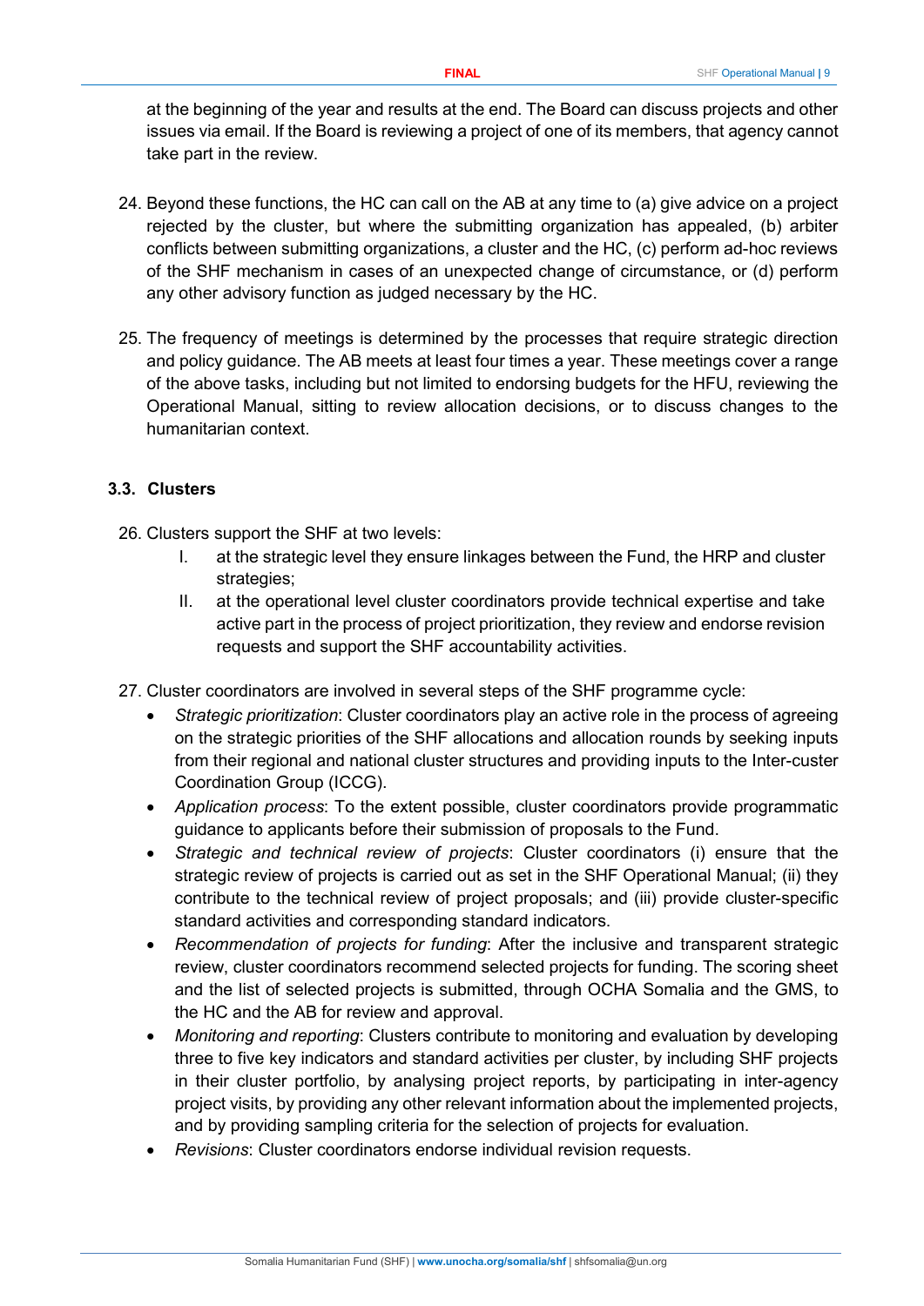at the beginning of the year and results at the end. The Board can discuss projects and other issues via email. If the Board is reviewing a project of one of its members, that agency cannot take part in the review.

24. Beyond these functions, the HC can call on the AB at any time to (a) give advice on a project rejected by the cluster, but where the submitting organization has appealed, (b) arbiter conflicts between submitting organizations, a cluster and the HC, (c) perform ad-hoc reviews of the SHF mechanism in cases of an unexpected change of circumstance, or (d) perform any other advisory function as judged necessary by the HC.

25. The frequency of meetings is determined by the processes that require strategic direction and policy guidance. The AB meets at least four times a year. These meetings cover a range of the above tasks, including but not limited to endorsing budgets for the HFU, reviewing the Operational Manual, sitting to review allocation decisions, or to discuss changes to the humanitarian context.

### 3.3. Clusters

26. Clusters support the SHF at two levels:
    I. at the strategic level they ensure linkages between the Fund, the HRP and cluster strategies;
    II. at the operational level cluster coordinators provide technical expertise and take active part in the process of project prioritization, they review and endorse revision requests and support the SHF accountability activities.

27. Cluster coordinators are involved in several steps of the SHF programme cycle:
    - *Strategic prioritization*: Cluster coordinators play an active role in the process of agreeing on the strategic priorities of the SHF allocations and allocation rounds by seeking inputs from their regional and national cluster structures and providing inputs to the Inter-custer Coordination Group (ICCG).
    - *Application process*: To the extent possible, cluster coordinators provide programmatic guidance to applicants before their submission of proposals to the Fund.
    - *Strategic and technical review of projects*: Cluster coordinators (i) ensure that the strategic review of projects is carried out as set in the SHF Operational Manual; (ii) they contribute to the technical review of project proposals; and (iii) provide cluster-specific standard activities and corresponding standard indicators.
    - *Recommendation of projects for funding*: After the inclusive and transparent strategic review, cluster coordinators recommend selected projects for funding. The scoring sheet and the list of selected projects is submitted, through OCHA Somalia and the GMS, to the HC and the AB for review and approval.
    - *Monitoring and reporting*: Clusters contribute to monitoring and evaluation by developing three to five key indicators and standard activities per cluster, by including SHF projects in their cluster portfolio, by analysing project reports, by participating in inter-agency project visits, by providing any other relevant information about the implemented projects, and by providing sampling criteria for the selection of projects for evaluation.
    - *Revisions*: Cluster coordinators endorse individual revision requests.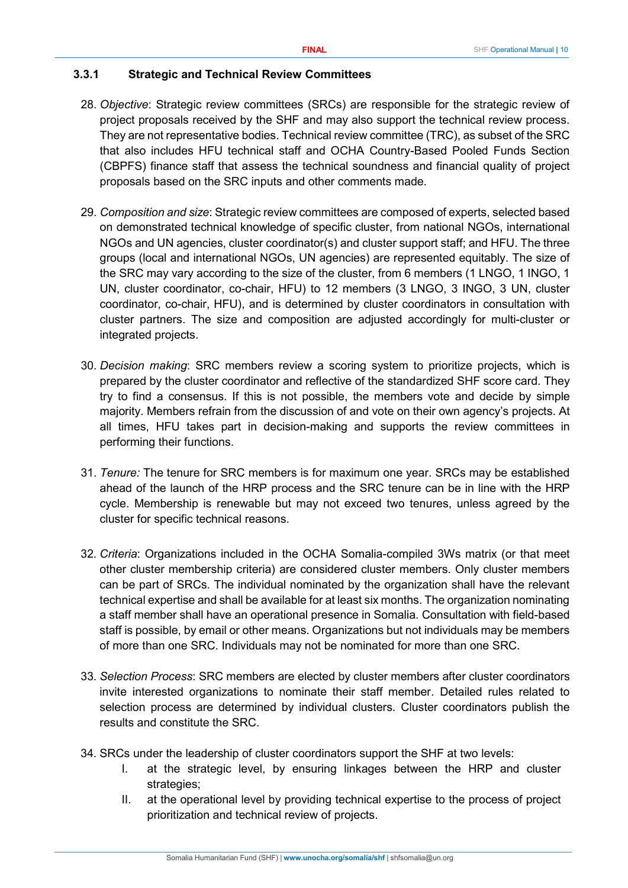### 3.3.1 Strategic and Technical Review Committees

28. *Objective*: Strategic review committees (SRCs) are responsible for the strategic review of project proposals received by the SHF and may also support the technical review process. They are not representative bodies. Technical review committee (TRC), as subset of the SRC that also includes HFU technical staff and OCHA Country-Based Pooled Funds Section (CBPFS) finance staff that assess the technical soundness and financial quality of project proposals based on the SRC inputs and other comments made.

29. *Composition and size*: Strategic review committees are composed of experts, selected based on demonstrated technical knowledge of specific cluster, from national NGOs, international NGOs and UN agencies, cluster coordinator(s) and cluster support staff; and HFU. The three groups (local and international NGOs, UN agencies) are represented equitably. The size of the SRC may vary according to the size of the cluster, from 6 members (1 LNGO, 1 INGO, 1 UN, cluster coordinator, co-chair, HFU) to 12 members (3 LNGO, 3 INGO, 3 UN, cluster coordinator, co-chair, HFU), and is determined by cluster coordinators in consultation with cluster partners. The size and composition are adjusted accordingly for multi-cluster or integrated projects.

30. *Decision making*: SRC members review a scoring system to prioritize projects, which is prepared by the cluster coordinator and reflective of the standardized SHF score card. They try to find a consensus. If this is not possible, the members vote and decide by simple majority. Members refrain from the discussion of and vote on their own agency's projects. At all times, HFU takes part in decision-making and supports the review committees in performing their functions.

31. *Tenure:* The tenure for SRC members is for maximum one year. SRCs may be established ahead of the launch of the HRP process and the SRC tenure can be in line with the HRP cycle. Membership is renewable but may not exceed two tenures, unless agreed by the cluster for specific technical reasons.

32. *Criteria*: Organizations included in the OCHA Somalia-compiled 3Ws matrix (or that meet other cluster membership criteria) are considered cluster members. Only cluster members can be part of SRCs. The individual nominated by the organization shall have the relevant technical expertise and shall be available for at least six months. The organization nominating a staff member shall have an operational presence in Somalia. Consultation with field-based staff is possible, by email or other means. Organizations but not individuals may be members of more than one SRC. Individuals may not be nominated for more than one SRC.

33. *Selection Process*: SRC members are elected by cluster members after cluster coordinators invite interested organizations to nominate their staff member. Detailed rules related to selection process are determined by individual clusters. Cluster coordinators publish the results and constitute the SRC.

34. SRCs under the leadership of cluster coordinators support the SHF at two levels:
    I. at the strategic level, by ensuring linkages between the HRP and cluster strategies;
    II. at the operational level by providing technical expertise to the process of project prioritization and technical review of projects.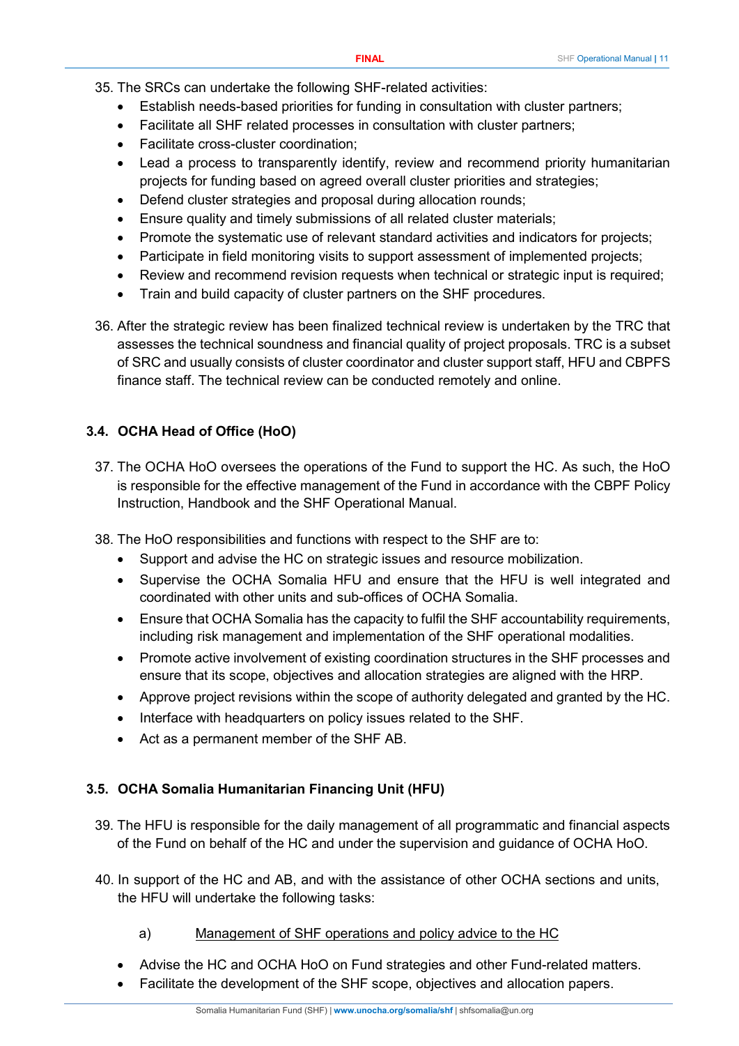35. The SRCs can undertake the following SHF-related activities:
    - Establish needs-based priorities for funding in consultation with cluster partners;
    - Facilitate all SHF related processes in consultation with cluster partners;
    - Facilitate cross-cluster coordination;
    - Lead a process to transparently identify, review and recommend priority humanitarian projects for funding based on agreed overall cluster priorities and strategies;
    - Defend cluster strategies and proposal during allocation rounds;
    - Ensure quality and timely submissions of all related cluster materials;
    - Promote the systematic use of relevant standard activities and indicators for projects;
    - Participate in field monitoring visits to support assessment of implemented projects;
    - Review and recommend revision requests when technical or strategic input is required;
    - Train and build capacity of cluster partners on the SHF procedures.

36. After the strategic review has been finalized technical review is undertaken by the TRC that assesses the technical soundness and financial quality of project proposals. TRC is a subset of SRC and usually consists of cluster coordinator and cluster support staff, HFU and CBPFS finance staff. The technical review can be conducted remotely and online.

### 3.4. OCHA Head of Office (HoO)

37. The OCHA HoO oversees the operations of the Fund to support the HC. As such, the HoO is responsible for the effective management of the Fund in accordance with the CBPF Policy Instruction, Handbook and the SHF Operational Manual.

38. The HoO responsibilities and functions with respect to the SHF are to:
    - Support and advise the HC on strategic issues and resource mobilization.
    - Supervise the OCHA Somalia HFU and ensure that the HFU is well integrated and coordinated with other units and sub-offices of OCHA Somalia.
    - Ensure that OCHA Somalia has the capacity to fulfil the SHF accountability requirements, including risk management and implementation of the SHF operational modalities.
    - Promote active involvement of existing coordination structures in the SHF processes and ensure that its scope, objectives and allocation strategies are aligned with the HRP.
    - Approve project revisions within the scope of authority delegated and granted by the HC.
    - Interface with headquarters on policy issues related to the SHF.
    - Act as a permanent member of the SHF AB.

### 3.5. OCHA Somalia Humanitarian Financing Unit (HFU)

39. The HFU is responsible for the daily management of all programmatic and financial aspects of the Fund on behalf of the HC and under the supervision and guidance of OCHA HoO.

40. In support of the HC and AB, and with the assistance of other OCHA sections and units, the HFU will undertake the following tasks:

    a) Management of SHF operations and policy advice to the HC

- Advise the HC and OCHA HoO on Fund strategies and other Fund-related matters.
- Facilitate the development of the SHF scope, objectives and allocation papers.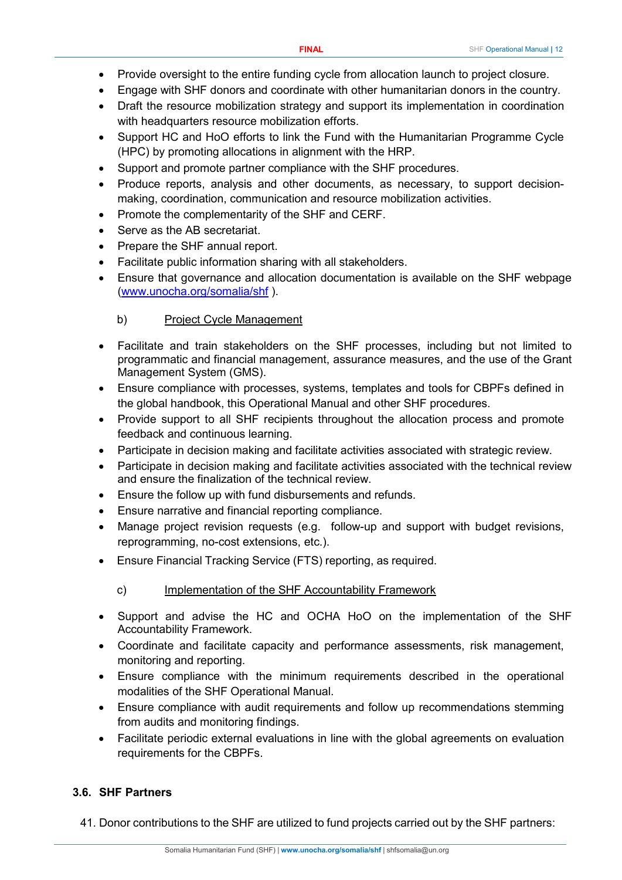- Provide oversight to the entire funding cycle from allocation launch to project closure.
- Engage with SHF donors and coordinate with other humanitarian donors in the country.
- Draft the resource mobilization strategy and support its implementation in coordination with headquarters resource mobilization efforts.
- Support HC and HoO efforts to link the Fund with the Humanitarian Programme Cycle (HPC) by promoting allocations in alignment with the HRP.
- Support and promote partner compliance with the SHF procedures.
- Produce reports, analysis and other documents, as necessary, to support decision-making, coordination, communication and resource mobilization activities.
- Promote the complementarity of the SHF and CERF.
- Serve as the AB secretariat.
- Prepare the SHF annual report.
- Facilitate public information sharing with all stakeholders.
- Ensure that governance and allocation documentation is available on the SHF webpage ([www.unocha.org/somalia/shf](www.unocha.org/somalia/shf) ).

b) Project Cycle Management

- Facilitate and train stakeholders on the SHF processes, including but not limited to programmatic and financial management, assurance measures, and the use of the Grant Management System (GMS).
- Ensure compliance with processes, systems, templates and tools for CBPFs defined in the global handbook, this Operational Manual and other SHF procedures.
- Provide support to all SHF recipients throughout the allocation process and promote feedback and continuous learning.
- Participate in decision making and facilitate activities associated with strategic review.
- Participate in decision making and facilitate activities associated with the technical review and ensure the finalization of the technical review.
- Ensure the follow up with fund disbursements and refunds.
- Ensure narrative and financial reporting compliance.
- Manage project revision requests (e.g. follow-up and support with budget revisions, reprogramming, no-cost extensions, etc.).
- Ensure Financial Tracking Service (FTS) reporting, as required.

c) Implementation of the SHF Accountability Framework

- Support and advise the HC and OCHA HoO on the implementation of the SHF Accountability Framework.
- Coordinate and facilitate capacity and performance assessments, risk management, monitoring and reporting.
- Ensure compliance with the minimum requirements described in the operational modalities of the SHF Operational Manual.
- Ensure compliance with audit requirements and follow up recommendations stemming from audits and monitoring findings.
- Facilitate periodic external evaluations in line with the global agreements on evaluation requirements for the CBPFs.

### 3.6. SHF Partners

41. Donor contributions to the SHF are utilized to fund projects carried out by the SHF partners: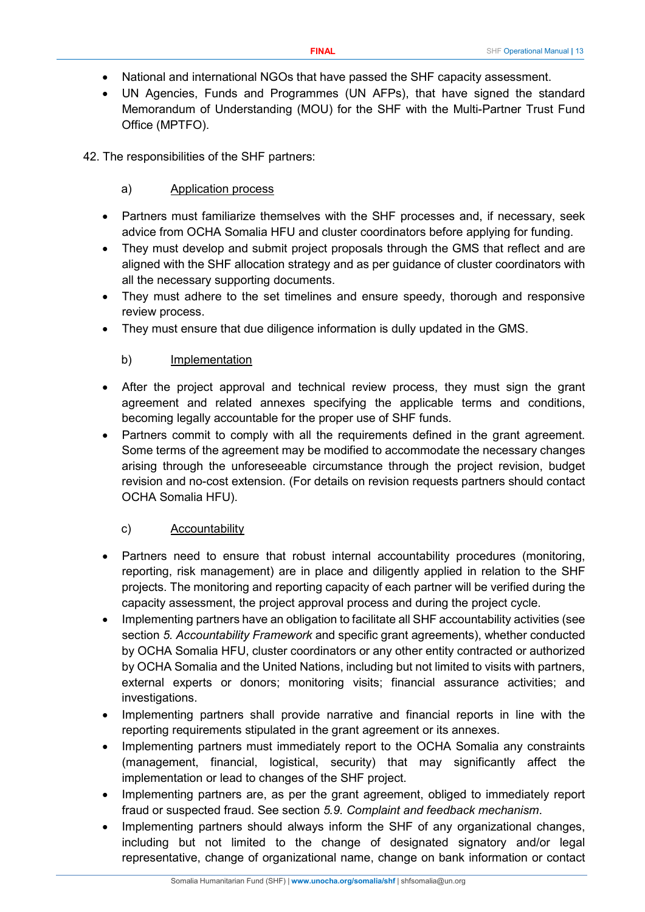- National and international NGOs that have passed the SHF capacity assessment.
- UN Agencies, Funds and Programmes (UN AFPs), that have signed the standard Memorandum of Understanding (MOU) for the SHF with the Multi-Partner Trust Fund Office (MPTFO).

42. The responsibilities of the SHF partners:

a) Application process

- Partners must familiarize themselves with the SHF processes and, if necessary, seek advice from OCHA Somalia HFU and cluster coordinators before applying for funding.
- They must develop and submit project proposals through the GMS that reflect and are aligned with the SHF allocation strategy and as per guidance of cluster coordinators with all the necessary supporting documents.
- They must adhere to the set timelines and ensure speedy, thorough and responsive review process.
- They must ensure that due diligence information is dully updated in the GMS.

b) Implementation

- After the project approval and technical review process, they must sign the grant agreement and related annexes specifying the applicable terms and conditions, becoming legally accountable for the proper use of SHF funds.
- Partners commit to comply with all the requirements defined in the grant agreement. Some terms of the agreement may be modified to accommodate the necessary changes arising through the unforeseeable circumstance through the project revision, budget revision and no-cost extension. (For details on revision requests partners should contact OCHA Somalia HFU).

c) Accountability

- Partners need to ensure that robust internal accountability procedures (monitoring, reporting, risk management) are in place and diligently applied in relation to the SHF projects. The monitoring and reporting capacity of each partner will be verified during the capacity assessment, the project approval process and during the project cycle.
- Implementing partners have an obligation to facilitate all SHF accountability activities (see section *5. Accountability Framework* and specific grant agreements), whether conducted by OCHA Somalia HFU, cluster coordinators or any other entity contracted or authorized by OCHA Somalia and the United Nations, including but not limited to visits with partners, external experts or donors; monitoring visits; financial assurance activities; and investigations.
- Implementing partners shall provide narrative and financial reports in line with the reporting requirements stipulated in the grant agreement or its annexes.
- Implementing partners must immediately report to the OCHA Somalia any constraints (management, financial, logistical, security) that may significantly affect the implementation or lead to changes of the SHF project.
- Implementing partners are, as per the grant agreement, obliged to immediately report fraud or suspected fraud. See section *5.9. Complaint and feedback mechanism*.
- Implementing partners should always inform the SHF of any organizational changes, including but not limited to the change of designated signatory and/or legal representative, change of organizational name, change on bank information or contact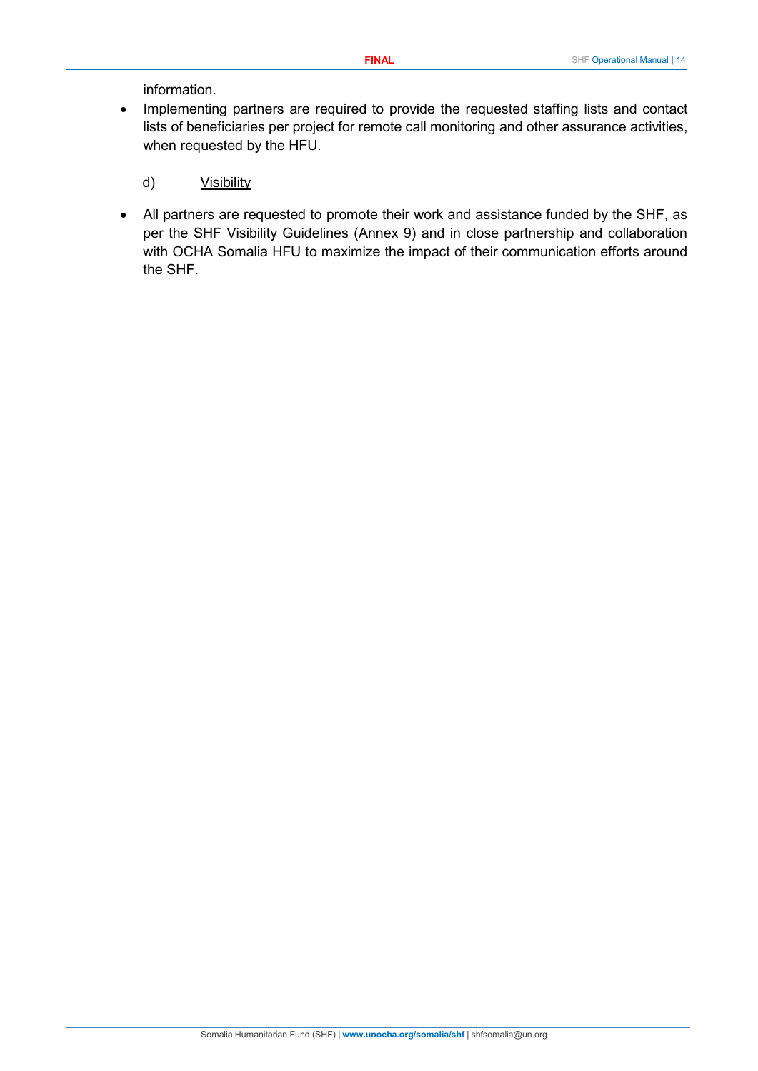information.

- Implementing partners are required to provide the requested staffing lists and contact lists of beneficiaries per project for remote call monitoring and other assurance activities, when requested by the HFU.

d) Visibility

- All partners are requested to promote their work and assistance funded by the SHF, as per the SHF Visibility Guidelines (Annex 9) and in close partnership and collaboration with OCHA Somalia HFU to maximize the impact of their communication efforts around the SHF.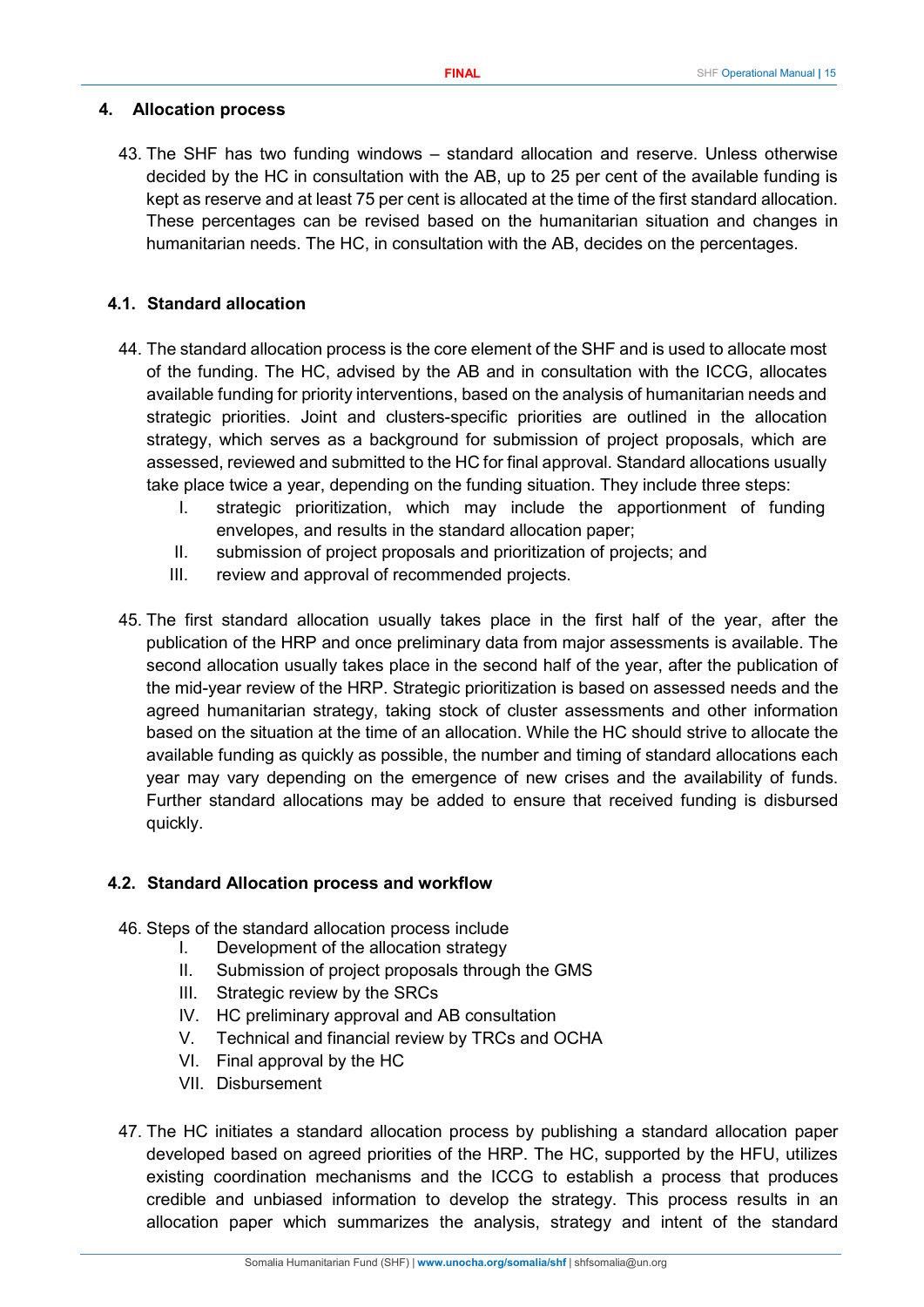## 4. Allocation process

43. The SHF has two funding windows – standard allocation and reserve. Unless otherwise decided by the HC in consultation with the AB, up to 25 per cent of the available funding is kept as reserve and at least 75 per cent is allocated at the time of the first standard allocation. These percentages can be revised based on the humanitarian situation and changes in humanitarian needs. The HC, in consultation with the AB, decides on the percentages.

### 4.1. Standard allocation

44. The standard allocation process is the core element of the SHF and is used to allocate most of the funding. The HC, advised by the AB and in consultation with the ICCG, allocates available funding for priority interventions, based on the analysis of humanitarian needs and strategic priorities. Joint and clusters-specific priorities are outlined in the allocation strategy, which serves as a background for submission of project proposals, which are assessed, reviewed and submitted to the HC for final approval. Standard allocations usually take place twice a year, depending on the funding situation. They include three steps:
    I. strategic prioritization, which may include the apportionment of funding envelopes, and results in the standard allocation paper;
    II. submission of project proposals and prioritization of projects; and
    III. review and approval of recommended projects.

45. The first standard allocation usually takes place in the first half of the year, after the publication of the HRP and once preliminary data from major assessments is available. The second allocation usually takes place in the second half of the year, after the publication of the mid-year review of the HRP. Strategic prioritization is based on assessed needs and the agreed humanitarian strategy, taking stock of cluster assessments and other information based on the situation at the time of an allocation. While the HC should strive to allocate the available funding as quickly as possible, the number and timing of standard allocations each year may vary depending on the emergence of new crises and the availability of funds. Further standard allocations may be added to ensure that received funding is disbursed quickly.

### 4.2. Standard Allocation process and workflow

46. Steps of the standard allocation process include
    I. Development of the allocation strategy
    II. Submission of project proposals through the GMS
    III. Strategic review by the SRCs
    IV. HC preliminary approval and AB consultation
    V. Technical and financial review by TRCs and OCHA
    VI. Final approval by the HC
    VII. Disbursement

47. The HC initiates a standard allocation process by publishing a standard allocation paper developed based on agreed priorities of the HRP. The HC, supported by the HFU, utilizes existing coordination mechanisms and the ICCG to establish a process that produces credible and unbiased information to develop the strategy. This process results in an allocation paper which summarizes the analysis, strategy and intent of the standard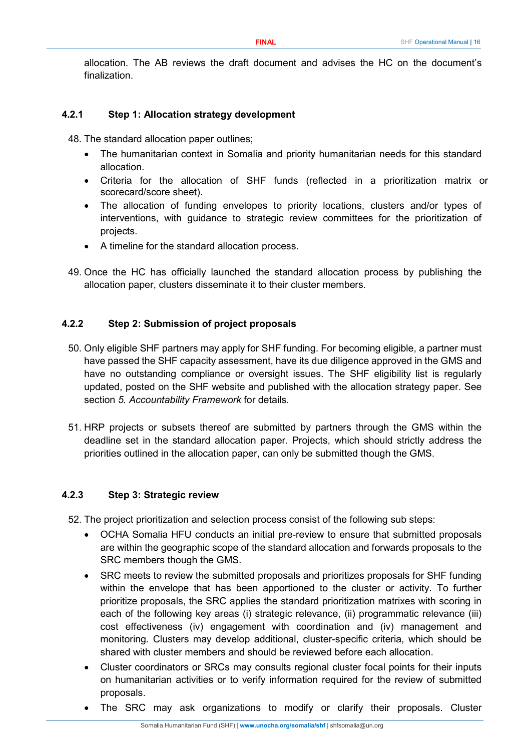allocation. The AB reviews the draft document and advises the HC on the document's finalization.

### 4.2.1 Step 1: Allocation strategy development

48. The standard allocation paper outlines;
    - The humanitarian context in Somalia and priority humanitarian needs for this standard allocation.
    - Criteria for the allocation of SHF funds (reflected in a prioritization matrix or scorecard/score sheet).
    - The allocation of funding envelopes to priority locations, clusters and/or types of interventions, with guidance to strategic review committees for the prioritization of projects.
    - A timeline for the standard allocation process.

49. Once the HC has officially launched the standard allocation process by publishing the allocation paper, clusters disseminate it to their cluster members.

### 4.2.2 Step 2: Submission of project proposals

50. Only eligible SHF partners may apply for SHF funding. For becoming eligible, a partner must have passed the SHF capacity assessment, have its due diligence approved in the GMS and have no outstanding compliance or oversight issues. The SHF eligibility list is regularly updated, posted on the SHF website and published with the allocation strategy paper. See section *5. Accountability Framework* for details.

51. HRP projects or subsets thereof are submitted by partners through the GMS within the deadline set in the standard allocation paper. Projects, which should strictly address the priorities outlined in the allocation paper, can only be submitted though the GMS.

### 4.2.3 Step 3: Strategic review

52. The project prioritization and selection process consist of the following sub steps:
    - OCHA Somalia HFU conducts an initial pre-review to ensure that submitted proposals are within the geographic scope of the standard allocation and forwards proposals to the SRC members though the GMS.
    - SRC meets to review the submitted proposals and prioritizes proposals for SHF funding within the envelope that has been apportioned to the cluster or activity. To further prioritize proposals, the SRC applies the standard prioritization matrixes with scoring in each of the following key areas (i) strategic relevance, (ii) programmatic relevance (iii) cost effectiveness (iv) engagement with coordination and (iv) management and monitoring. Clusters may develop additional, cluster-specific criteria, which should be shared with cluster members and should be reviewed before each allocation.
    - Cluster coordinators or SRCs may consults regional cluster focal points for their inputs on humanitarian activities or to verify information required for the review of submitted proposals.
    - The SRC may ask organizations to modify or clarify their proposals. Cluster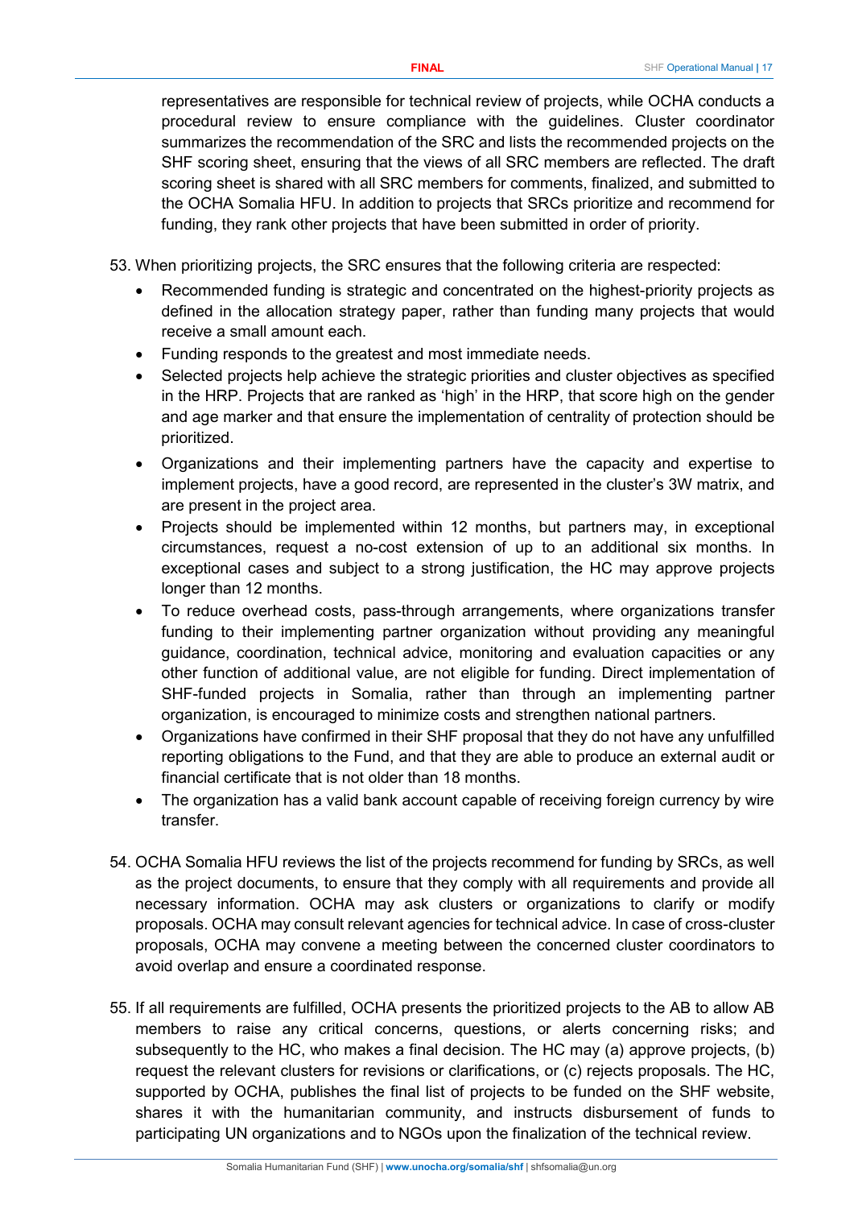representatives are responsible for technical review of projects, while OCHA conducts a procedural review to ensure compliance with the guidelines. Cluster coordinator summarizes the recommendation of the SRC and lists the recommended projects on the SHF scoring sheet, ensuring that the views of all SRC members are reflected. The draft scoring sheet is shared with all SRC members for comments, finalized, and submitted to the OCHA Somalia HFU. In addition to projects that SRCs prioritize and recommend for funding, they rank other projects that have been submitted in order of priority.

53. When prioritizing projects, the SRC ensures that the following criteria are respected:
    - Recommended funding is strategic and concentrated on the highest-priority projects as defined in the allocation strategy paper, rather than funding many projects that would receive a small amount each.
    - Funding responds to the greatest and most immediate needs.
    - Selected projects help achieve the strategic priorities and cluster objectives as specified in the HRP. Projects that are ranked as 'high' in the HRP, that score high on the gender and age marker and that ensure the implementation of centrality of protection should be prioritized.
    - Organizations and their implementing partners have the capacity and expertise to implement projects, have a good record, are represented in the cluster's 3W matrix, and are present in the project area.
    - Projects should be implemented within 12 months, but partners may, in exceptional circumstances, request a no-cost extension of up to an additional six months. In exceptional cases and subject to a strong justification, the HC may approve projects longer than 12 months.
    - To reduce overhead costs, pass-through arrangements, where organizations transfer funding to their implementing partner organization without providing any meaningful guidance, coordination, technical advice, monitoring and evaluation capacities or any other function of additional value, are not eligible for funding. Direct implementation of SHF-funded projects in Somalia, rather than through an implementing partner organization, is encouraged to minimize costs and strengthen national partners.
    - Organizations have confirmed in their SHF proposal that they do not have any unfulfilled reporting obligations to the Fund, and that they are able to produce an external audit or financial certificate that is not older than 18 months.
    - The organization has a valid bank account capable of receiving foreign currency by wire transfer.

54. OCHA Somalia HFU reviews the list of the projects recommend for funding by SRCs, as well as the project documents, to ensure that they comply with all requirements and provide all necessary information. OCHA may ask clusters or organizations to clarify or modify proposals. OCHA may consult relevant agencies for technical advice. In case of cross-cluster proposals, OCHA may convene a meeting between the concerned cluster coordinators to avoid overlap and ensure a coordinated response.

55. If all requirements are fulfilled, OCHA presents the prioritized projects to the AB to allow AB members to raise any critical concerns, questions, or alerts concerning risks; and subsequently to the HC, who makes a final decision. The HC may (a) approve projects, (b) request the relevant clusters for revisions or clarifications, or (c) rejects proposals. The HC, supported by OCHA, publishes the final list of projects to be funded on the SHF website, shares it with the humanitarian community, and instructs disbursement of funds to participating UN organizations and to NGOs upon the finalization of the technical review.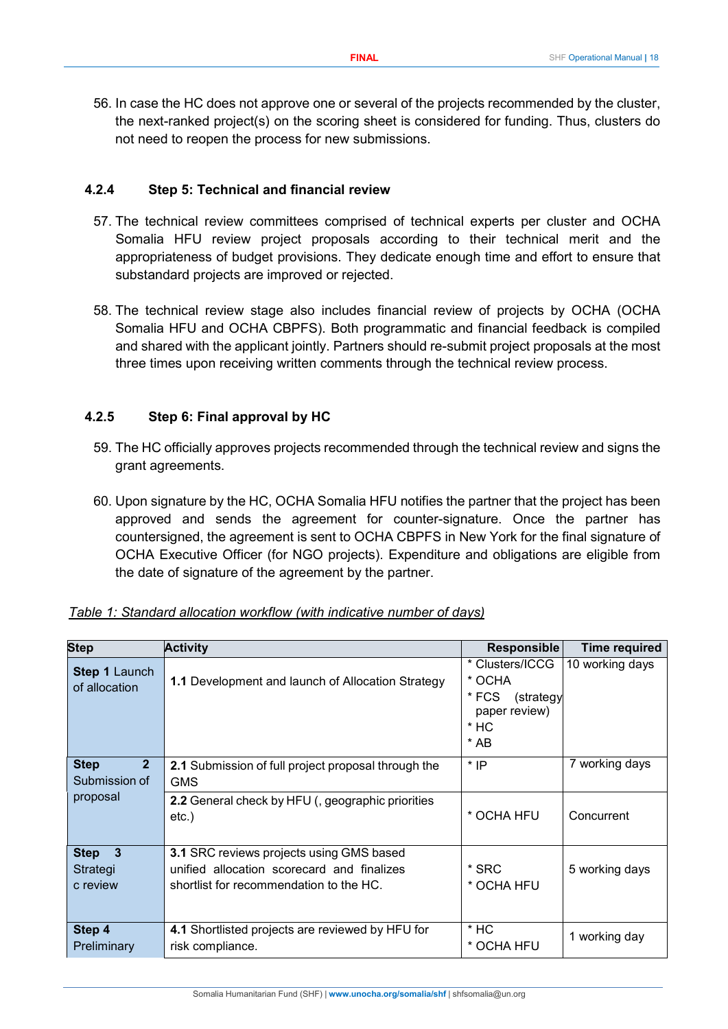56. In case the HC does not approve one or several of the projects recommended by the cluster, the next-ranked project(s) on the scoring sheet is considered for funding. Thus, clusters do not need to reopen the process for new submissions.

### 4.2.4 Step 5: Technical and financial review

57. The technical review committees comprised of technical experts per cluster and OCHA Somalia HFU review project proposals according to their technical merit and the appropriateness of budget provisions. They dedicate enough time and effort to ensure that substandard projects are improved or rejected.

58. The technical review stage also includes financial review of projects by OCHA (OCHA Somalia HFU and OCHA CBPFS). Both programmatic and financial feedback is compiled and shared with the applicant jointly. Partners should re-submit project proposals at the most three times upon receiving written comments through the technical review process.

### 4.2.5 Step 6: Final approval by HC

59. The HC officially approves projects recommended through the technical review and signs the grant agreements.

60. Upon signature by the HC, OCHA Somalia HFU notifies the partner that the project has been approved and sends the agreement for counter-signature. Once the partner has countersigned, the agreement is sent to OCHA CBPFS in New York for the final signature of OCHA Executive Officer (for NGO projects). Expenditure and obligations are eligible from the date of signature of the agreement by the partner.

_Table 1: Standard allocation workflow (with indicative number of days)_

| Step | Activity | Responsible | Time required |
|---|---|---|---|
| **Step 1** Launch of allocation | **1.1** Development and launch of Allocation Strategy | * Clusters/ICCG<br>* OCHA<br>* FCS (strategy paper review)<br>* HC<br>* AB | 10 working days |
| **Step 2** Submission of proposal | **2.1** Submission of full project proposal through the GMS | * IP | 7 working days |
| | **2.2** General check by HFU (, geographic priorities etc.) | * OCHA HFU | Concurrent |
| **Step 3** Strategic review | **3.1** SRC reviews projects using GMS based unified allocation scorecard and finalizes shortlist for recommendation to the HC. | * SRC<br>* OCHA HFU | 5 working days |
| **Step 4** Preliminary | **4.1** Shortlisted projects are reviewed by HFU for risk compliance. | * HC<br>* OCHA HFU | 1 working day |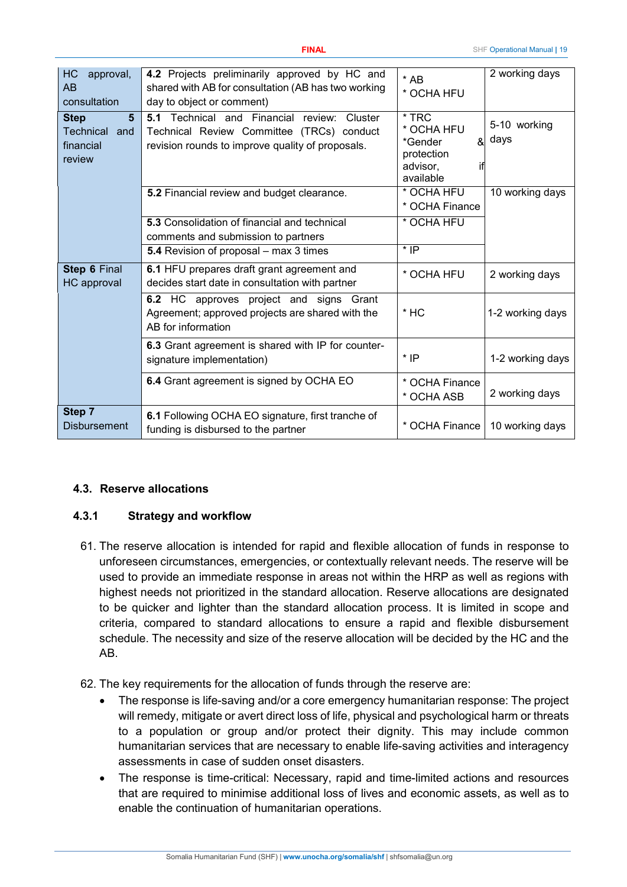| | | | |
|---|---|---|---|
| HC approval, AB consultation | **4.2** Projects preliminarily approved by HC and shared with AB for consultation (AB has two working day to object or comment) | * AB<br>* OCHA HFU | 2 working days |
| **Step 5** Technical and financial review | **5.1** Technical and Financial review: Cluster Technical Review Committee (TRCs) conduct revision rounds to improve quality of proposals. | * TRC<br>* OCHA HFU<br>*Gender & protection advisor, if available | 5-10 working days |
| | **5.2** Financial review and budget clearance. | * OCHA HFU<br>* OCHA Finance | 10 working days |
| | **5.3** Consolidation of financial and technical comments and submission to partners | * OCHA HFU | |
| | **5.4** Revision of proposal – max 3 times | * IP | |
| **Step 6** Final HC approval | **6.1** HFU prepares draft grant agreement and decides start date in consultation with partner | * OCHA HFU | 2 working days |
| | **6.2** HC approves project and signs Grant Agreement; approved projects are shared with the AB for information | * HC | 1-2 working days |
| | **6.3** Grant agreement is shared with IP for counter-signature implementation) | * IP | 1-2 working days |
| | **6.4** Grant agreement is signed by OCHA EO | * OCHA Finance<br>* OCHA ASB | 2 working days |
| **Step 7** Disbursement | **6.1** Following OCHA EO signature, first tranche of funding is disbursed to the partner | * OCHA Finance | 10 working days |

## 4.3. Reserve allocations

### 4.3.1 Strategy and workflow

61. The reserve allocation is intended for rapid and flexible allocation of funds in response to unforeseen circumstances, emergencies, or contextually relevant needs. The reserve will be used to provide an immediate response in areas not within the HRP as well as regions with highest needs not prioritized in the standard allocation. Reserve allocations are designated to be quicker and lighter than the standard allocation process. It is limited in scope and criteria, compared to standard allocations to ensure a rapid and flexible disbursement schedule. The necessity and size of the reserve allocation will be decided by the HC and the AB.

62. The key requirements for the allocation of funds through the reserve are:
    - The response is life-saving and/or a core emergency humanitarian response: The project will remedy, mitigate or avert direct loss of life, physical and psychological harm or threats to a population or group and/or protect their dignity. This may include common humanitarian services that are necessary to enable life-saving activities and interagency assessments in case of sudden onset disasters.
    - The response is time-critical: Necessary, rapid and time-limited actions and resources that are required to minimise additional loss of lives and economic assets, as well as to enable the continuation of humanitarian operations.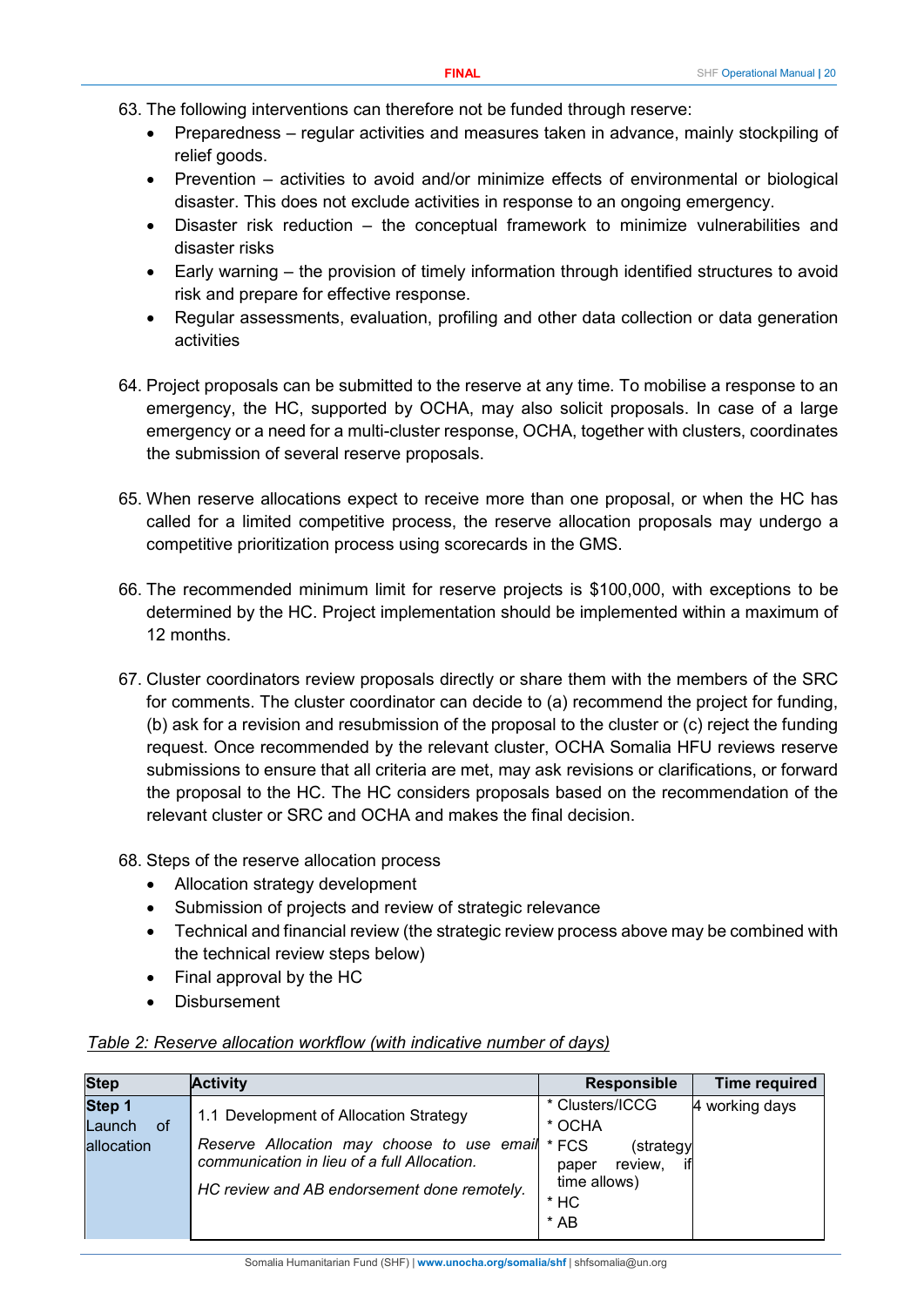63. The following interventions can therefore not be funded through reserve:
    - Preparedness – regular activities and measures taken in advance, mainly stockpiling of relief goods.
    - Prevention – activities to avoid and/or minimize effects of environmental or biological disaster. This does not exclude activities in response to an ongoing emergency.
    - Disaster risk reduction – the conceptual framework to minimize vulnerabilities and disaster risks
    - Early warning – the provision of timely information through identified structures to avoid risk and prepare for effective response.
    - Regular assessments, evaluation, profiling and other data collection or data generation activities

64. Project proposals can be submitted to the reserve at any time. To mobilise a response to an emergency, the HC, supported by OCHA, may also solicit proposals. In case of a large emergency or a need for a multi-cluster response, OCHA, together with clusters, coordinates the submission of several reserve proposals.

65. When reserve allocations expect to receive more than one proposal, or when the HC has called for a limited competitive process, the reserve allocation proposals may undergo a competitive prioritization process using scorecards in the GMS.

66. The recommended minimum limit for reserve projects is $100,000, with exceptions to be determined by the HC. Project implementation should be implemented within a maximum of 12 months.

67. Cluster coordinators review proposals directly or share them with the members of the SRC for comments. The cluster coordinator can decide to (a) recommend the project for funding, (b) ask for a revision and resubmission of the proposal to the cluster or (c) reject the funding request. Once recommended by the relevant cluster, OCHA Somalia HFU reviews reserve submissions to ensure that all criteria are met, may ask revisions or clarifications, or forward the proposal to the HC. The HC considers proposals based on the recommendation of the relevant cluster or SRC and OCHA and makes the final decision.

68. Steps of the reserve allocation process
    - Allocation strategy development
    - Submission of projects and review of strategic relevance
    - Technical and financial review (the strategic review process above may be combined with the technical review steps below)
    - Final approval by the HC
    - Disbursement

*Table 2: Reserve allocation workflow (with indicative number of days)*

| Step | Activity | Responsible | Time required |
|---|---|---|---|
| **Step 1** Launch of allocation | 1.1 Development of Allocation Strategy<br>*Reserve Allocation may choose to use email communication in lieu of a full Allocation.*<br>*HC review and AB endorsement done remotely.* | * Clusters/ICCG<br>* OCHA<br>* FCS (strategy paper review, if time allows)<br>* HC<br>* AB | 4 working days |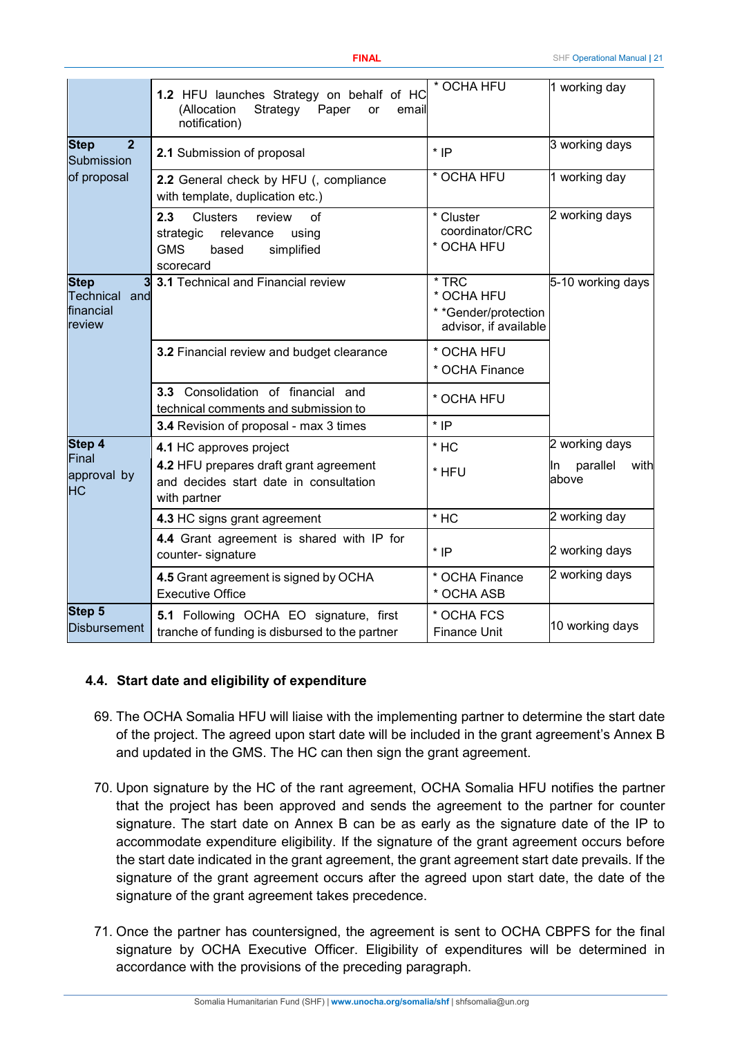| | | | |
|---|---|---|---|
| | **1.2** HFU launches Strategy on behalf of HC (Allocation Strategy Paper or email notification) | * OCHA HFU | 1 working day |
| **Step 2** Submission of proposal | **2.1** Submission of proposal | * IP | 3 working days |
| | **2.2** General check by HFU (, compliance with template, duplication etc.) | * OCHA HFU | 1 working day |
| | **2.3** Clusters review of strategic relevance using GMS based simplified scorecard | * Cluster coordinator/CRC<br>* OCHA HFU | 2 working days |
| **Step 3** Technical and financial review | **3.1** Technical and Financial review | * TRC<br>* OCHA HFU<br>* *Gender/protection advisor, if available | 5-10 working days |
| | **3.2** Financial review and budget clearance | * OCHA HFU<br>* OCHA Finance | |
| | **3.3** Consolidation of financial and technical comments and submission to | * OCHA HFU | |
| | **3.4** Revision of proposal - max 3 times | * IP | |
| **Step 4** Final approval by HC | **4.1** HC approves project<br>**4.2** HFU prepares draft grant agreement and decides start date in consultation with partner | * HC<br>* HFU | 2 working days<br>In parallel with above |
| | **4.3** HC signs grant agreement | * HC | 2 working day |
| | **4.4** Grant agreement is shared with IP for counter- signature | * IP | 2 working days |
| | **4.5** Grant agreement is signed by OCHA Executive Office | * OCHA Finance<br>* OCHA ASB | 2 working days |
| **Step 5** Disbursement | **5.1** Following OCHA EO signature, first tranche of funding is disbursed to the partner | * OCHA FCS Finance Unit | 10 working days |

### 4.4. Start date and eligibility of expenditure

69. The OCHA Somalia HFU will liaise with the implementing partner to determine the start date of the project. The agreed upon start date will be included in the grant agreement's Annex B and updated in the GMS. The HC can then sign the grant agreement.

70. Upon signature by the HC of the rant agreement, OCHA Somalia HFU notifies the partner that the project has been approved and sends the agreement to the partner for counter signature. The start date on Annex B can be as early as the signature date of the IP to accommodate expenditure eligibility. If the signature of the grant agreement occurs before the start date indicated in the grant agreement, the grant agreement start date prevails. If the signature of the grant agreement occurs after the agreed upon start date, the date of the signature of the grant agreement takes precedence.

71. Once the partner has countersigned, the agreement is sent to OCHA CBPFS for the final signature by OCHA Executive Officer. Eligibility of expenditures will be determined in accordance with the provisions of the preceding paragraph.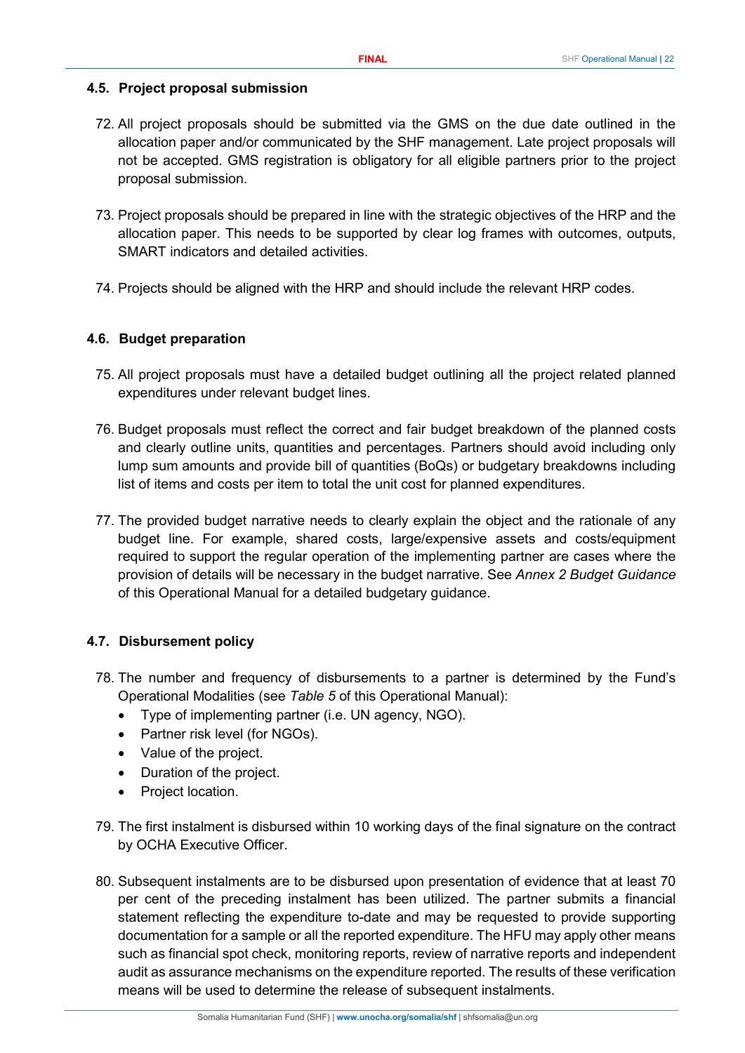### 4.5. Project proposal submission

72. All project proposals should be submitted via the GMS on the due date outlined in the allocation paper and/or communicated by the SHF management. Late project proposals will not be accepted. GMS registration is obligatory for all eligible partners prior to the project proposal submission.

73. Project proposals should be prepared in line with the strategic objectives of the HRP and the allocation paper. This needs to be supported by clear log frames with outcomes, outputs, SMART indicators and detailed activities.

74. Projects should be aligned with the HRP and should include the relevant HRP codes.

### 4.6. Budget preparation

75. All project proposals must have a detailed budget outlining all the project related planned expenditures under relevant budget lines.

76. Budget proposals must reflect the correct and fair budget breakdown of the planned costs and clearly outline units, quantities and percentages. Partners should avoid including only lump sum amounts and provide bill of quantities (BoQs) or budgetary breakdowns including list of items and costs per item to total the unit cost for planned expenditures.

77. The provided budget narrative needs to clearly explain the object and the rationale of any budget line. For example, shared costs, large/expensive assets and costs/equipment required to support the regular operation of the implementing partner are cases where the provision of details will be necessary in the budget narrative. See *Annex 2 Budget Guidance* of this Operational Manual for a detailed budgetary guidance.

### 4.7. Disbursement policy

78. The number and frequency of disbursements to a partner is determined by the Fund's Operational Modalities (see *Table 5* of this Operational Manual):
    - Type of implementing partner (i.e. UN agency, NGO).
    - Partner risk level (for NGOs).
    - Value of the project.
    - Duration of the project.
    - Project location.

79. The first instalment is disbursed within 10 working days of the final signature on the contract by OCHA Executive Officer.

80. Subsequent instalments are to be disbursed upon presentation of evidence that at least 70 per cent of the preceding instalment has been utilized. The partner submits a financial statement reflecting the expenditure to-date and may be requested to provide supporting documentation for a sample or all the reported expenditure. The HFU may apply other means such as financial spot check, monitoring reports, review of narrative reports and independent audit as assurance mechanisms on the expenditure reported. The results of these verification means will be used to determine the release of subsequent instalments.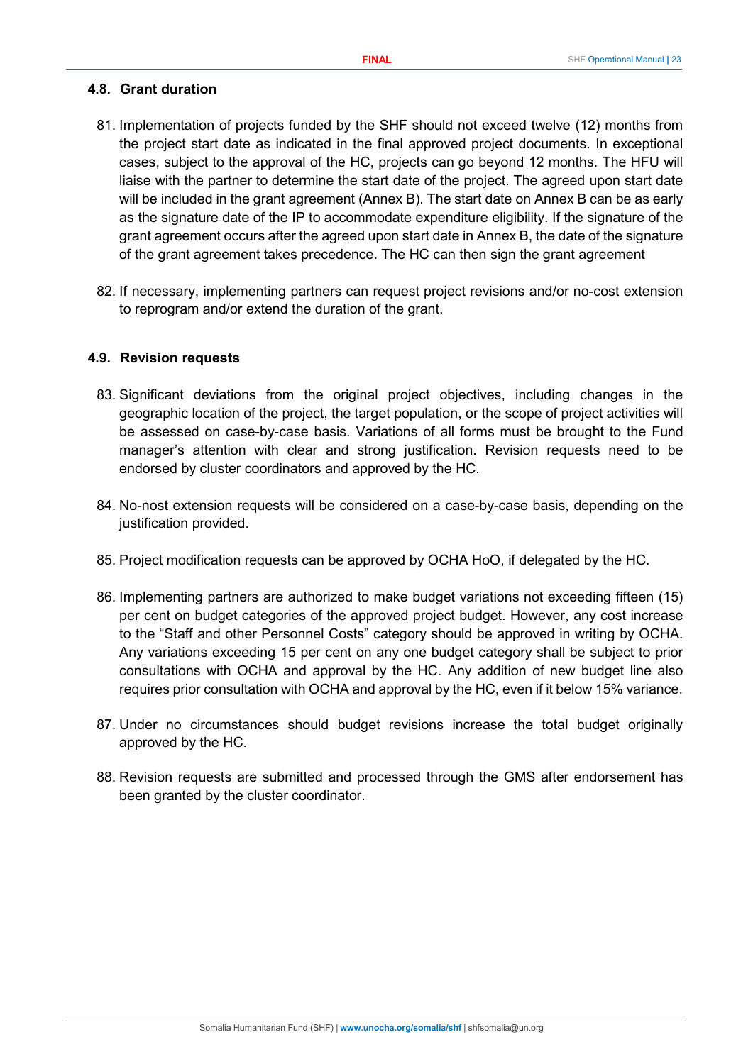### 4.8. Grant duration

81. Implementation of projects funded by the SHF should not exceed twelve (12) months from the project start date as indicated in the final approved project documents. In exceptional cases, subject to the approval of the HC, projects can go beyond 12 months. The HFU will liaise with the partner to determine the start date of the project. The agreed upon start date will be included in the grant agreement (Annex B). The start date on Annex B can be as early as the signature date of the IP to accommodate expenditure eligibility. If the signature of the grant agreement occurs after the agreed upon start date in Annex B, the date of the signature of the grant agreement takes precedence. The HC can then sign the grant agreement

82. If necessary, implementing partners can request project revisions and/or no-cost extension to reprogram and/or extend the duration of the grant.

### 4.9. Revision requests

83. Significant deviations from the original project objectives, including changes in the geographic location of the project, the target population, or the scope of project activities will be assessed on case-by-case basis. Variations of all forms must be brought to the Fund manager's attention with clear and strong justification. Revision requests need to be endorsed by cluster coordinators and approved by the HC.

84. No-nost extension requests will be considered on a case-by-case basis, depending on the justification provided.

85. Project modification requests can be approved by OCHA HoO, if delegated by the HC.

86. Implementing partners are authorized to make budget variations not exceeding fifteen (15) per cent on budget categories of the approved project budget. However, any cost increase to the "Staff and other Personnel Costs" category should be approved in writing by OCHA. Any variations exceeding 15 per cent on any one budget category shall be subject to prior consultations with OCHA and approval by the HC. Any addition of new budget line also requires prior consultation with OCHA and approval by the HC, even if it below 15% variance.

87. Under no circumstances should budget revisions increase the total budget originally approved by the HC.

88. Revision requests are submitted and processed through the GMS after endorsement has been granted by the cluster coordinator.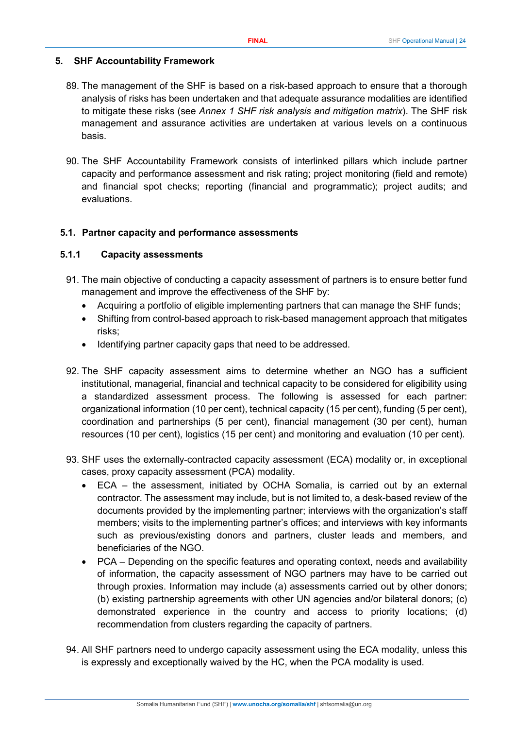## 5. SHF Accountability Framework

89. The management of the SHF is based on a risk-based approach to ensure that a thorough analysis of risks has been undertaken and that adequate assurance modalities are identified to mitigate these risks (see *Annex 1 SHF risk analysis and mitigation matrix*). The SHF risk management and assurance activities are undertaken at various levels on a continuous basis.

90. The SHF Accountability Framework consists of interlinked pillars which include partner capacity and performance assessment and risk rating; project monitoring (field and remote) and financial spot checks; reporting (financial and programmatic); project audits; and evaluations.

### 5.1. Partner capacity and performance assessments

#### 5.1.1 Capacity assessments

91. The main objective of conducting a capacity assessment of partners is to ensure better fund management and improve the effectiveness of the SHF by:
    - Acquiring a portfolio of eligible implementing partners that can manage the SHF funds;
    - Shifting from control-based approach to risk-based management approach that mitigates risks;
    - Identifying partner capacity gaps that need to be addressed.

92. The SHF capacity assessment aims to determine whether an NGO has a sufficient institutional, managerial, financial and technical capacity to be considered for eligibility using a standardized assessment process. The following is assessed for each partner: organizational information (10 per cent), technical capacity (15 per cent), funding (5 per cent), coordination and partnerships (5 per cent), financial management (30 per cent), human resources (10 per cent), logistics (15 per cent) and monitoring and evaluation (10 per cent).

93. SHF uses the externally-contracted capacity assessment (ECA) modality or, in exceptional cases, proxy capacity assessment (PCA) modality.
    - ECA – the assessment, initiated by OCHA Somalia, is carried out by an external contractor. The assessment may include, but is not limited to, a desk-based review of the documents provided by the implementing partner; interviews with the organization's staff members; visits to the implementing partner's offices; and interviews with key informants such as previous/existing donors and partners, cluster leads and members, and beneficiaries of the NGO.
    - PCA – Depending on the specific features and operating context, needs and availability of information, the capacity assessment of NGO partners may have to be carried out through proxies. Information may include (a) assessments carried out by other donors; (b) existing partnership agreements with other UN agencies and/or bilateral donors; (c) demonstrated experience in the country and access to priority locations; (d) recommendation from clusters regarding the capacity of partners.

94. All SHF partners need to undergo capacity assessment using the ECA modality, unless this is expressly and exceptionally waived by the HC, when the PCA modality is used.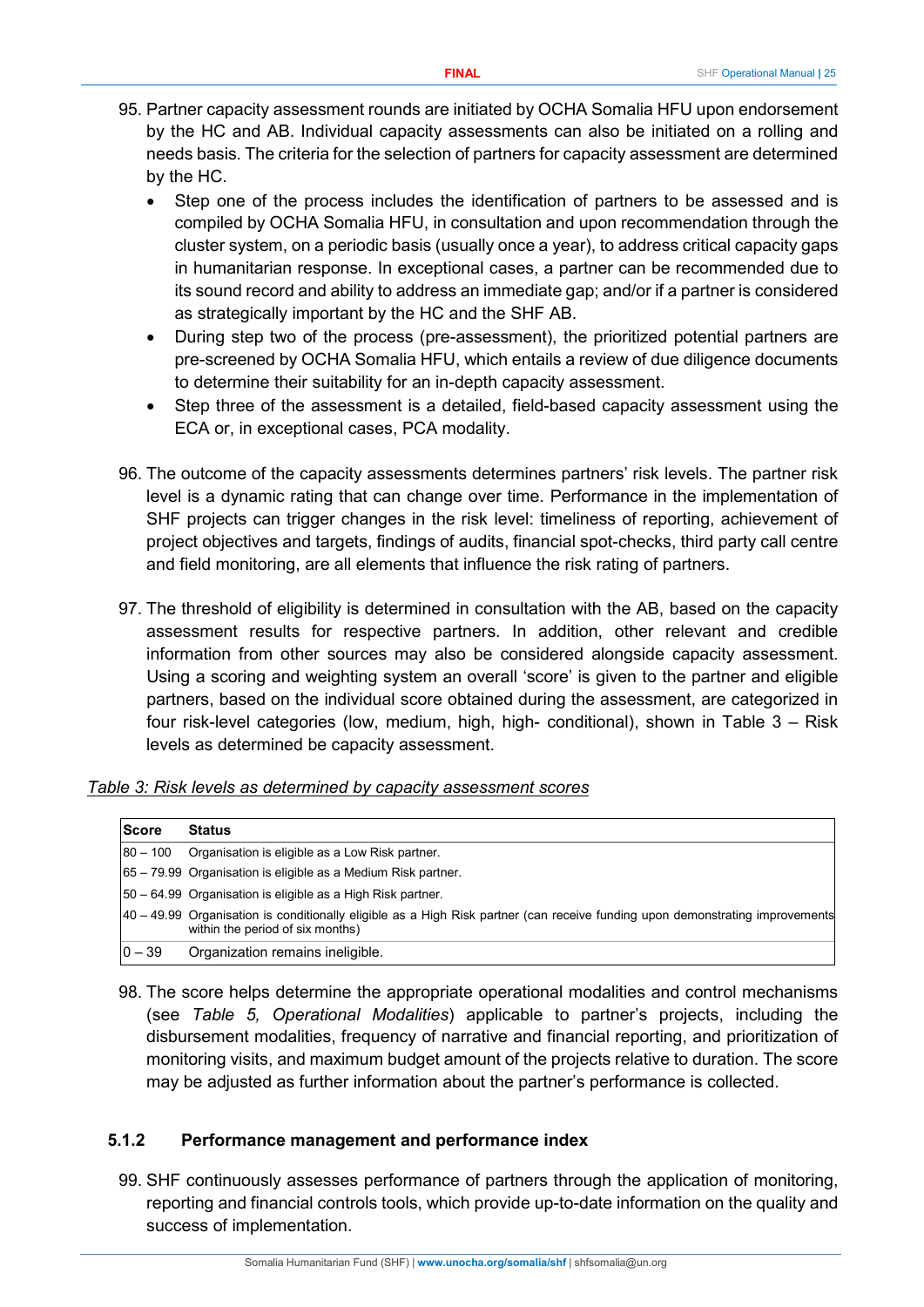95. Partner capacity assessment rounds are initiated by OCHA Somalia HFU upon endorsement by the HC and AB. Individual capacity assessments can also be initiated on a rolling and needs basis. The criteria for the selection of partners for capacity assessment are determined by the HC.
    - Step one of the process includes the identification of partners to be assessed and is compiled by OCHA Somalia HFU, in consultation and upon recommendation through the cluster system, on a periodic basis (usually once a year), to address critical capacity gaps in humanitarian response. In exceptional cases, a partner can be recommended due to its sound record and ability to address an immediate gap; and/or if a partner is considered as strategically important by the HC and the SHF AB.
    - During step two of the process (pre-assessment), the prioritized potential partners are pre-screened by OCHA Somalia HFU, which entails a review of due diligence documents to determine their suitability for an in-depth capacity assessment.
    - Step three of the assessment is a detailed, field-based capacity assessment using the ECA or, in exceptional cases, PCA modality.

96. The outcome of the capacity assessments determines partners' risk levels. The partner risk level is a dynamic rating that can change over time. Performance in the implementation of SHF projects can trigger changes in the risk level: timeliness of reporting, achievement of project objectives and targets, findings of audits, financial spot-checks, third party call centre and field monitoring, are all elements that influence the risk rating of partners.

97. The threshold of eligibility is determined in consultation with the AB, based on the capacity assessment results for respective partners. In addition, other relevant and credible information from other sources may also be considered alongside capacity assessment. Using a scoring and weighting system an overall 'score' is given to the partner and eligible partners, based on the individual score obtained during the assessment, are categorized in four risk-level categories (low, medium, high, high- conditional), shown in Table 3 – Risk levels as determined be capacity assessment.

*Table 3: Risk levels as determined by capacity assessment scores*

| Score | Status |
|---|---|
| 80 – 100 | Organisation is eligible as a Low Risk partner. |
| 65 – 79.99 | Organisation is eligible as a Medium Risk partner. |
| 50 – 64.99 | Organisation is eligible as a High Risk partner. |
| 40 – 49.99 | Organisation is conditionally eligible as a High Risk partner (can receive funding upon demonstrating improvements within the period of six months) |
| 0 – 39 | Organization remains ineligible. |

98. The score helps determine the appropriate operational modalities and control mechanisms (see *Table 5, Operational Modalities*) applicable to partner's projects, including the disbursement modalities, frequency of narrative and financial reporting, and prioritization of monitoring visits, and maximum budget amount of the projects relative to duration. The score may be adjusted as further information about the partner's performance is collected.

### 5.1.2 Performance management and performance index

99. SHF continuously assesses performance of partners through the application of monitoring, reporting and financial controls tools, which provide up-to-date information on the quality and success of implementation.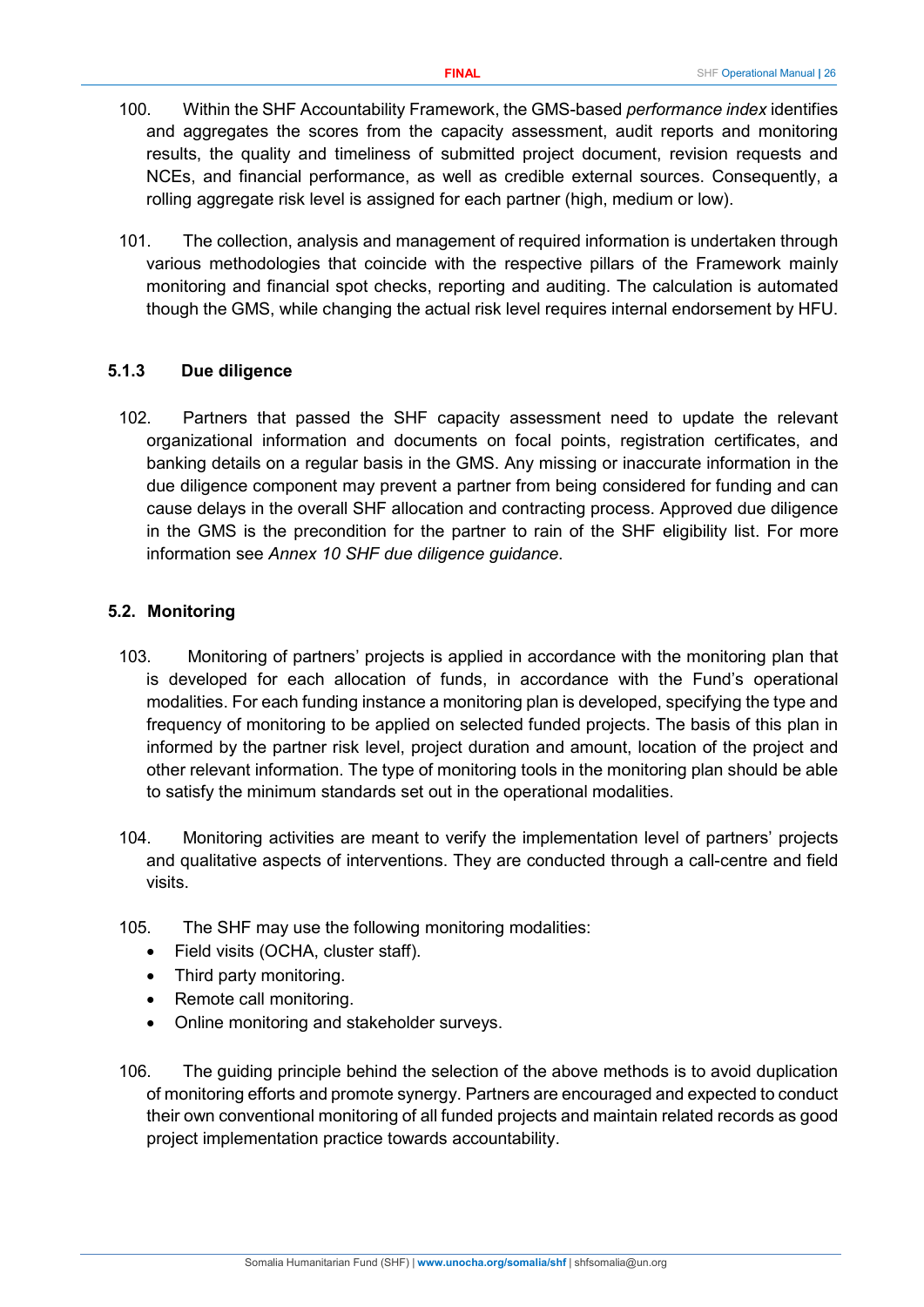100. Within the SHF Accountability Framework, the GMS-based *performance index* identifies and aggregates the scores from the capacity assessment, audit reports and monitoring results, the quality and timeliness of submitted project document, revision requests and NCEs, and financial performance, as well as credible external sources. Consequently, a rolling aggregate risk level is assigned for each partner (high, medium or low).

101. The collection, analysis and management of required information is undertaken through various methodologies that coincide with the respective pillars of the Framework mainly monitoring and financial spot checks, reporting and auditing. The calculation is automated though the GMS, while changing the actual risk level requires internal endorsement by HFU.

### 5.1.3 Due diligence

102. Partners that passed the SHF capacity assessment need to update the relevant organizational information and documents on focal points, registration certificates, and banking details on a regular basis in the GMS. Any missing or inaccurate information in the due diligence component may prevent a partner from being considered for funding and can cause delays in the overall SHF allocation and contracting process. Approved due diligence in the GMS is the precondition for the partner to rain of the SHF eligibility list. For more information see *Annex 10 SHF due diligence guidance*.

## 5.2. Monitoring

103. Monitoring of partners' projects is applied in accordance with the monitoring plan that is developed for each allocation of funds, in accordance with the Fund's operational modalities. For each funding instance a monitoring plan is developed, specifying the type and frequency of monitoring to be applied on selected funded projects. The basis of this plan in informed by the partner risk level, project duration and amount, location of the project and other relevant information. The type of monitoring tools in the monitoring plan should be able to satisfy the minimum standards set out in the operational modalities.

104. Monitoring activities are meant to verify the implementation level of partners' projects and qualitative aspects of interventions. They are conducted through a call-centre and field visits.

105. The SHF may use the following monitoring modalities:

- Field visits (OCHA, cluster staff).
- Third party monitoring.
- Remote call monitoring.
- Online monitoring and stakeholder surveys.

106. The guiding principle behind the selection of the above methods is to avoid duplication of monitoring efforts and promote synergy. Partners are encouraged and expected to conduct their own conventional monitoring of all funded projects and maintain related records as good project implementation practice towards accountability.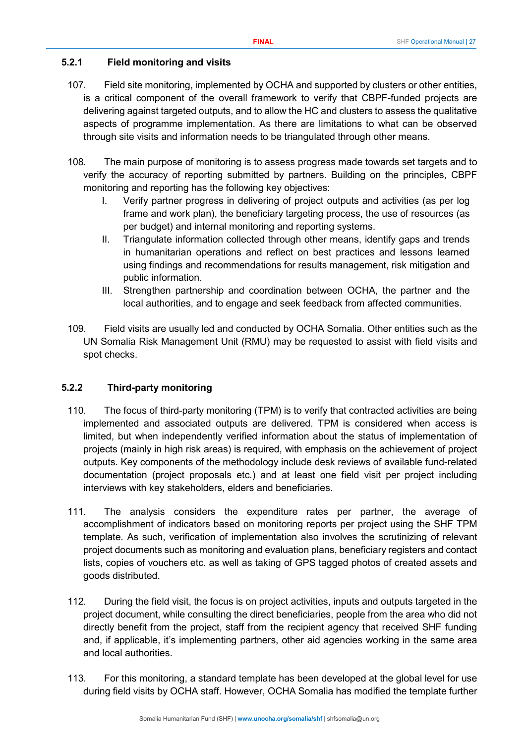### 5.2.1 Field monitoring and visits

107. Field site monitoring, implemented by OCHA and supported by clusters or other entities, is a critical component of the overall framework to verify that CBPF-funded projects are delivering against targeted outputs, and to allow the HC and clusters to assess the qualitative aspects of programme implementation. As there are limitations to what can be observed through site visits and information needs to be triangulated through other means.

108. The main purpose of monitoring is to assess progress made towards set targets and to verify the accuracy of reporting submitted by partners. Building on the principles, CBPF monitoring and reporting has the following key objectives:

    I. Verify partner progress in delivering of project outputs and activities (as per log frame and work plan), the beneficiary targeting process, the use of resources (as per budget) and internal monitoring and reporting systems.
    II. Triangulate information collected through other means, identify gaps and trends in humanitarian operations and reflect on best practices and lessons learned using findings and recommendations for results management, risk mitigation and public information.
    III. Strengthen partnership and coordination between OCHA, the partner and the local authorities, and to engage and seek feedback from affected communities.

109. Field visits are usually led and conducted by OCHA Somalia. Other entities such as the UN Somalia Risk Management Unit (RMU) may be requested to assist with field visits and spot checks.

### 5.2.2 Third-party monitoring

110. The focus of third-party monitoring (TPM) is to verify that contracted activities are being implemented and associated outputs are delivered. TPM is considered when access is limited, but when independently verified information about the status of implementation of projects (mainly in high risk areas) is required, with emphasis on the achievement of project outputs. Key components of the methodology include desk reviews of available fund-related documentation (project proposals etc.) and at least one field visit per project including interviews with key stakeholders, elders and beneficiaries.

111. The analysis considers the expenditure rates per partner, the average of accomplishment of indicators based on monitoring reports per project using the SHF TPM template. As such, verification of implementation also involves the scrutinizing of relevant project documents such as monitoring and evaluation plans, beneficiary registers and contact lists, copies of vouchers etc. as well as taking of GPS tagged photos of created assets and goods distributed.

112. During the field visit, the focus is on project activities, inputs and outputs targeted in the project document, while consulting the direct beneficiaries, people from the area who did not directly benefit from the project, staff from the recipient agency that received SHF funding and, if applicable, it's implementing partners, other aid agencies working in the same area and local authorities.

113. For this monitoring, a standard template has been developed at the global level for use during field visits by OCHA staff. However, OCHA Somalia has modified the template further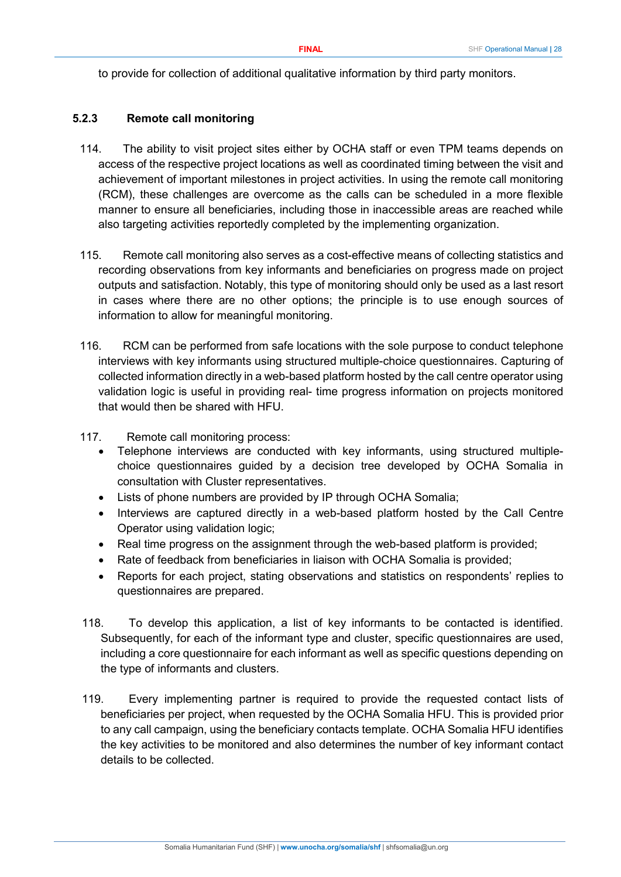to provide for collection of additional qualitative information by third party monitors.

### 5.2.3 Remote call monitoring

114. The ability to visit project sites either by OCHA staff or even TPM teams depends on access of the respective project locations as well as coordinated timing between the visit and achievement of important milestones in project activities. In using the remote call monitoring (RCM), these challenges are overcome as the calls can be scheduled in a more flexible manner to ensure all beneficiaries, including those in inaccessible areas are reached while also targeting activities reportedly completed by the implementing organization.

115. Remote call monitoring also serves as a cost-effective means of collecting statistics and recording observations from key informants and beneficiaries on progress made on project outputs and satisfaction. Notably, this type of monitoring should only be used as a last resort in cases where there are no other options; the principle is to use enough sources of information to allow for meaningful monitoring.

116. RCM can be performed from safe locations with the sole purpose to conduct telephone interviews with key informants using structured multiple-choice questionnaires. Capturing of collected information directly in a web-based platform hosted by the call centre operator using validation logic is useful in providing real- time progress information on projects monitored that would then be shared with HFU.

117. Remote call monitoring process:
   - Telephone interviews are conducted with key informants, using structured multiple-choice questionnaires guided by a decision tree developed by OCHA Somalia in consultation with Cluster representatives.
   - Lists of phone numbers are provided by IP through OCHA Somalia;
   - Interviews are captured directly in a web-based platform hosted by the Call Centre Operator using validation logic;
   - Real time progress on the assignment through the web-based platform is provided;
   - Rate of feedback from beneficiaries in liaison with OCHA Somalia is provided;
   - Reports for each project, stating observations and statistics on respondents' replies to questionnaires are prepared.

118. To develop this application, a list of key informants to be contacted is identified. Subsequently, for each of the informant type and cluster, specific questionnaires are used, including a core questionnaire for each informant as well as specific questions depending on the type of informants and clusters.

119. Every implementing partner is required to provide the requested contact lists of beneficiaries per project, when requested by the OCHA Somalia HFU. This is provided prior to any call campaign, using the beneficiary contacts template. OCHA Somalia HFU identifies the key activities to be monitored and also determines the number of key informant contact details to be collected.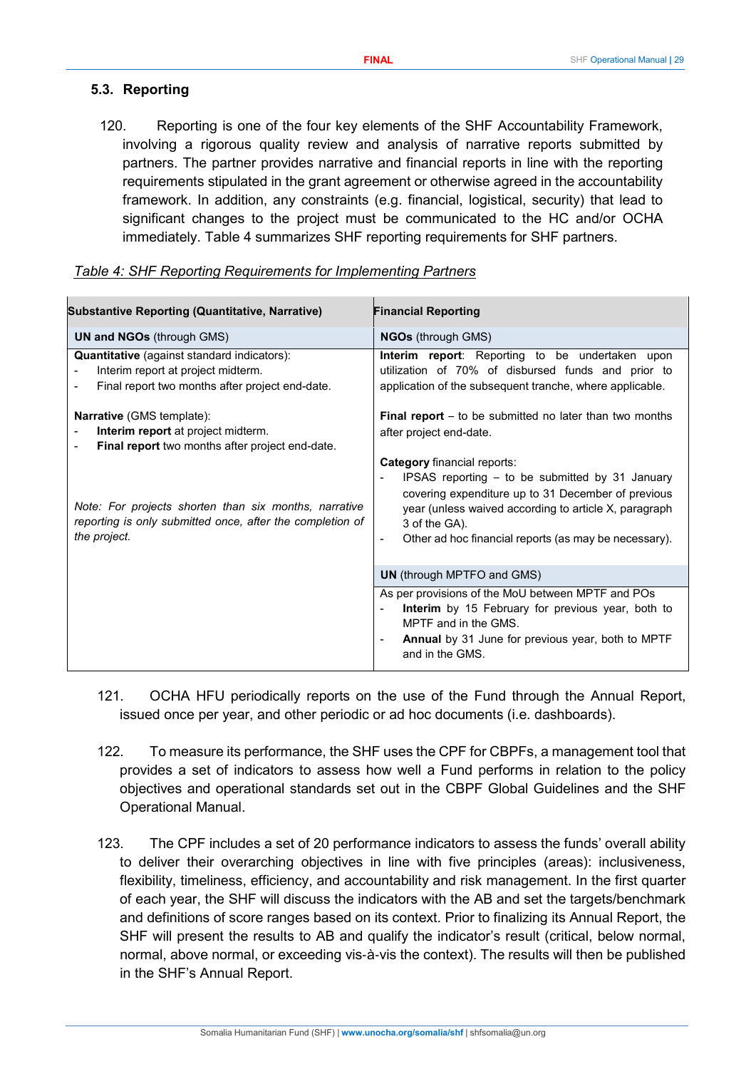### 5.3. Reporting

120. Reporting is one of the four key elements of the SHF Accountability Framework, involving a rigorous quality review and analysis of narrative reports submitted by partners. The partner provides narrative and financial reports in line with the reporting requirements stipulated in the grant agreement or otherwise agreed in the accountability framework. In addition, any constraints (e.g. financial, logistical, security) that lead to significant changes to the project must be communicated to the HC and/or OCHA immediately. Table 4 summarizes SHF reporting requirements for SHF partners.

*Table 4: SHF Reporting Requirements for Implementing Partners*

| Substantive Reporting (Quantitative, Narrative) | Financial Reporting |
|---|---|
| **UN and NGOs** (through GMS) | **NGOs** (through GMS) |
| **Quantitative** (against standard indicators):<br>- Interim report at project midterm.<br>- Final report two months after project end-date.<br><br>**Narrative** (GMS template):<br>- **Interim report** at project midterm.<br>- **Final report** two months after project end-date.<br><br>*Note: For projects shorten than six months, narrative reporting is only submitted once, after the completion of the project.* | **Interim report**: Reporting to be undertaken upon utilization of 70% of disbursed funds and prior to application of the subsequent tranche, where applicable.<br><br>**Final report** – to be submitted no later than two months after project end-date.<br><br>**Category** financial reports:<br>- IPSAS reporting – to be submitted by 31 January covering expenditure up to 31 December of previous year (unless waived according to article X, paragraph 3 of the GA).<br>- Other ad hoc financial reports (as may be necessary). |
| | **UN** (through MPTFO and GMS) |
| | As per provisions of the MoU between MPTF and POs<br>- **Interim** by 15 February for previous year, both to MPTF and in the GMS.<br>- **Annual** by 31 June for previous year, both to MPTF and in the GMS. |

121. OCHA HFU periodically reports on the use of the Fund through the Annual Report, issued once per year, and other periodic or ad hoc documents (i.e. dashboards).

122. To measure its performance, the SHF uses the CPF for CBPFs, a management tool that provides a set of indicators to assess how well a Fund performs in relation to the policy objectives and operational standards set out in the CBPF Global Guidelines and the SHF Operational Manual.

123. The CPF includes a set of 20 performance indicators to assess the funds' overall ability to deliver their overarching objectives in line with five principles (areas): inclusiveness, flexibility, timeliness, efficiency, and accountability and risk management. In the first quarter of each year, the SHF will discuss the indicators with the AB and set the targets/benchmark and definitions of score ranges based on its context. Prior to finalizing its Annual Report, the SHF will present the results to AB and qualify the indicator's result (critical, below normal, normal, above normal, or exceeding vis-à-vis the context). The results will then be published in the SHF's Annual Report.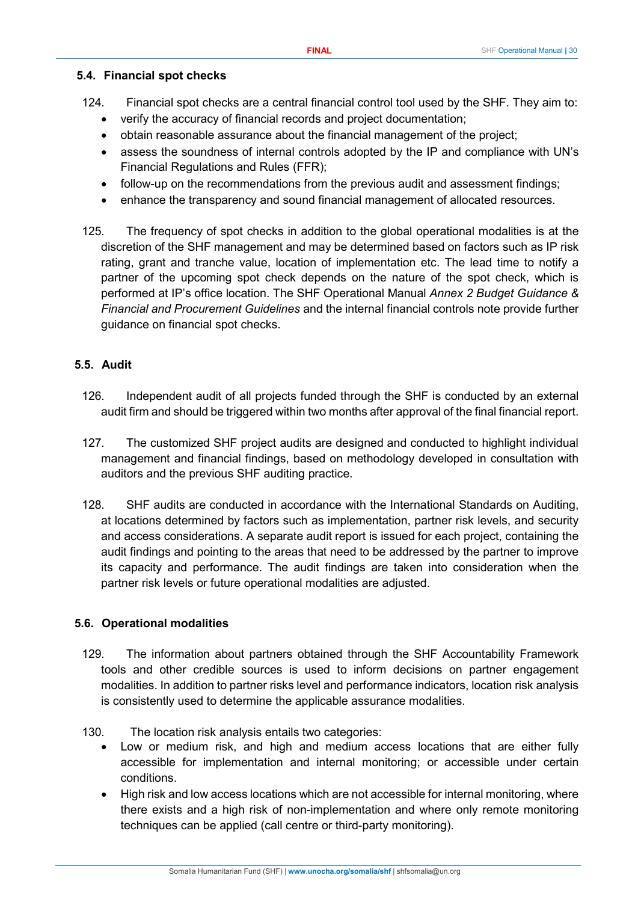### 5.4. Financial spot checks

124. Financial spot checks are a central financial control tool used by the SHF. They aim to:
   - verify the accuracy of financial records and project documentation;
   - obtain reasonable assurance about the financial management of the project;
   - assess the soundness of internal controls adopted by the IP and compliance with UN's Financial Regulations and Rules (FFR);
   - follow-up on the recommendations from the previous audit and assessment findings;
   - enhance the transparency and sound financial management of allocated resources.

125. The frequency of spot checks in addition to the global operational modalities is at the discretion of the SHF management and may be determined based on factors such as IP risk rating, grant and tranche value, location of implementation etc. The lead time to notify a partner of the upcoming spot check depends on the nature of the spot check, which is performed at IP's office location. The SHF Operational Manual *Annex 2 Budget Guidance & Financial and Procurement Guidelines* and the internal financial controls note provide further guidance on financial spot checks.

### 5.5. Audit

126. Independent audit of all projects funded through the SHF is conducted by an external audit firm and should be triggered within two months after approval of the final financial report.

127. The customized SHF project audits are designed and conducted to highlight individual management and financial findings, based on methodology developed in consultation with auditors and the previous SHF auditing practice.

128. SHF audits are conducted in accordance with the International Standards on Auditing, at locations determined by factors such as implementation, partner risk levels, and security and access considerations. A separate audit report is issued for each project, containing the audit findings and pointing to the areas that need to be addressed by the partner to improve its capacity and performance. The audit findings are taken into consideration when the partner risk levels or future operational modalities are adjusted.

### 5.6. Operational modalities

129. The information about partners obtained through the SHF Accountability Framework tools and other credible sources is used to inform decisions on partner engagement modalities. In addition to partner risks level and performance indicators, location risk analysis is consistently used to determine the applicable assurance modalities.

130. The location risk analysis entails two categories:
   - Low or medium risk, and high and medium access locations that are either fully accessible for implementation and internal monitoring; or accessible under certain conditions.
   - High risk and low access locations which are not accessible for internal monitoring, where there exists and a high risk of non-implementation and where only remote monitoring techniques can be applied (call centre or third-party monitoring).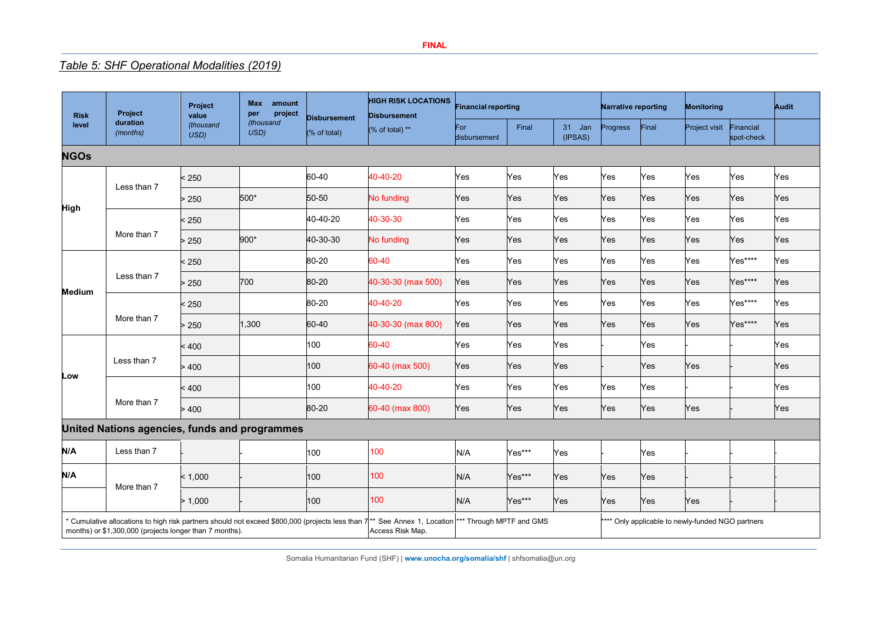FINAL

*Table 5: SHF Operational Modalities (2019)*

| Risk level | Project duration *(months)* | Project value *(thousand USD)* | Max amount per project *(thousand USD)* | Disbursement (% of total) | HIGH RISK LOCATIONS Disbursement (% of total) ** | Financial reporting | | | Narrative reporting | | Monitoring | | Audit |
|---|---|---|---|---|---|---|---|---|---|---|---|---|---|
| | | | | | | For disbursement | Final | 31 Jan (IPSAS) | Progress | Final | Project visit | Financial spot-check | |
| **NGOs** | | | | | | | | | | | | | |
| **High** | Less than 7 | < 250 | | 60-40 | 40-40-20 | Yes | Yes | Yes | Yes | Yes | Yes | Yes | Yes |
| | | > 250 | 500* | 50-50 | No funding | Yes | Yes | Yes | Yes | Yes | Yes | Yes | Yes |
| | More than 7 | < 250 | | 40-40-20 | 40-30-30 | Yes | Yes | Yes | Yes | Yes | Yes | Yes | Yes |
| | | > 250 | 900* | 40-30-30 | No funding | Yes | Yes | Yes | Yes | Yes | Yes | Yes | Yes |
| **Medium** | Less than 7 | < 250 | | 80-20 | 60-40 | Yes | Yes | Yes | Yes | Yes | Yes | Yes**** | Yes |
| | | > 250 | 700 | 80-20 | 40-30-30 (max 500) | Yes | Yes | Yes | Yes | Yes | Yes | Yes**** | Yes |
| | More than 7 | < 250 | | 80-20 | 40-40-20 | Yes | Yes | Yes | Yes | Yes | Yes | Yes**** | Yes |
| | | > 250 | 1,300 | 60-40 | 40-30-30 (max 800) | Yes | Yes | Yes | Yes | Yes | Yes | Yes**** | Yes |
| **Low** | Less than 7 | < 400 | | 100 | 60-40 | Yes | Yes | Yes | - | Yes | - | - | Yes |
| | | > 400 | | 100 | 60-40 (max 500) | Yes | Yes | Yes | - | Yes | Yes | - | Yes |
| | More than 7 | < 400 | | 100 | 40-40-20 | Yes | Yes | Yes | Yes | Yes | - | - | Yes |
| | | > 400 | | 80-20 | 60-40 (max 800) | Yes | Yes | Yes | Yes | Yes | Yes | - | Yes |
| **United Nations agencies, funds and programmes** | | | | | | | | | | | | | |
| **N/A** | Less than 7 | - | - | 100 | 100 | N/A | Yes*** | Yes | - | Yes | - | - | - |
| **N/A** | More than 7 | < 1,000 | - | 100 | 100 | N/A | Yes*** | Yes | Yes | Yes | - | - | - |
| | | > 1,000 | - | 100 | 100 | N/A | Yes*** | Yes | Yes | Yes | Yes | - | - |

\* Cumulative allocations to high risk partners should not exceed $800,000 (projects less than 7 months) or $1,300,000 (projects longer than 7 months).

** See Annex 1, Location Access Risk Map.

*** Through MPTF and GMS

**** Only applicable to newly-funded NGO partners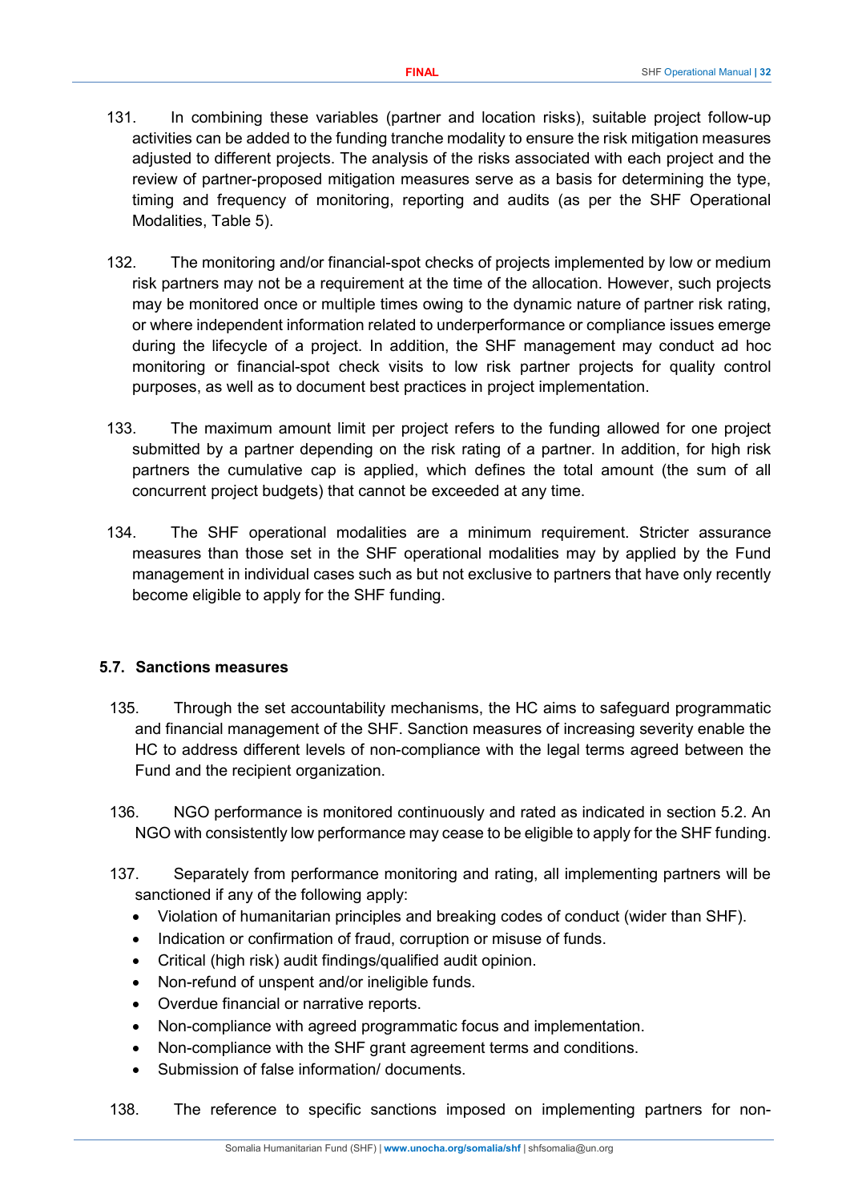131. In combining these variables (partner and location risks), suitable project follow-up activities can be added to the funding tranche modality to ensure the risk mitigation measures adjusted to different projects. The analysis of the risks associated with each project and the review of partner-proposed mitigation measures serve as a basis for determining the type, timing and frequency of monitoring, reporting and audits (as per the SHF Operational Modalities, Table 5).

132. The monitoring and/or financial-spot checks of projects implemented by low or medium risk partners may not be a requirement at the time of the allocation. However, such projects may be monitored once or multiple times owing to the dynamic nature of partner risk rating, or where independent information related to underperformance or compliance issues emerge during the lifecycle of a project. In addition, the SHF management may conduct ad hoc monitoring or financial-spot check visits to low risk partner projects for quality control purposes, as well as to document best practices in project implementation.

133. The maximum amount limit per project refers to the funding allowed for one project submitted by a partner depending on the risk rating of a partner. In addition, for high risk partners the cumulative cap is applied, which defines the total amount (the sum of all concurrent project budgets) that cannot be exceeded at any time.

134. The SHF operational modalities are a minimum requirement. Stricter assurance measures than those set in the SHF operational modalities may by applied by the Fund management in individual cases such as but not exclusive to partners that have only recently become eligible to apply for the SHF funding.

### 5.7. Sanctions measures

135. Through the set accountability mechanisms, the HC aims to safeguard programmatic and financial management of the SHF. Sanction measures of increasing severity enable the HC to address different levels of non-compliance with the legal terms agreed between the Fund and the recipient organization.

136. NGO performance is monitored continuously and rated as indicated in section 5.2. An NGO with consistently low performance may cease to be eligible to apply for the SHF funding.

137. Separately from performance monitoring and rating, all implementing partners will be sanctioned if any of the following apply:

- Violation of humanitarian principles and breaking codes of conduct (wider than SHF).
- Indication or confirmation of fraud, corruption or misuse of funds.
- Critical (high risk) audit findings/qualified audit opinion.
- Non-refund of unspent and/or ineligible funds.
- Overdue financial or narrative reports.
- Non-compliance with agreed programmatic focus and implementation.
- Non-compliance with the SHF grant agreement terms and conditions.
- Submission of false information/ documents.

138. The reference to specific sanctions imposed on implementing partners for non-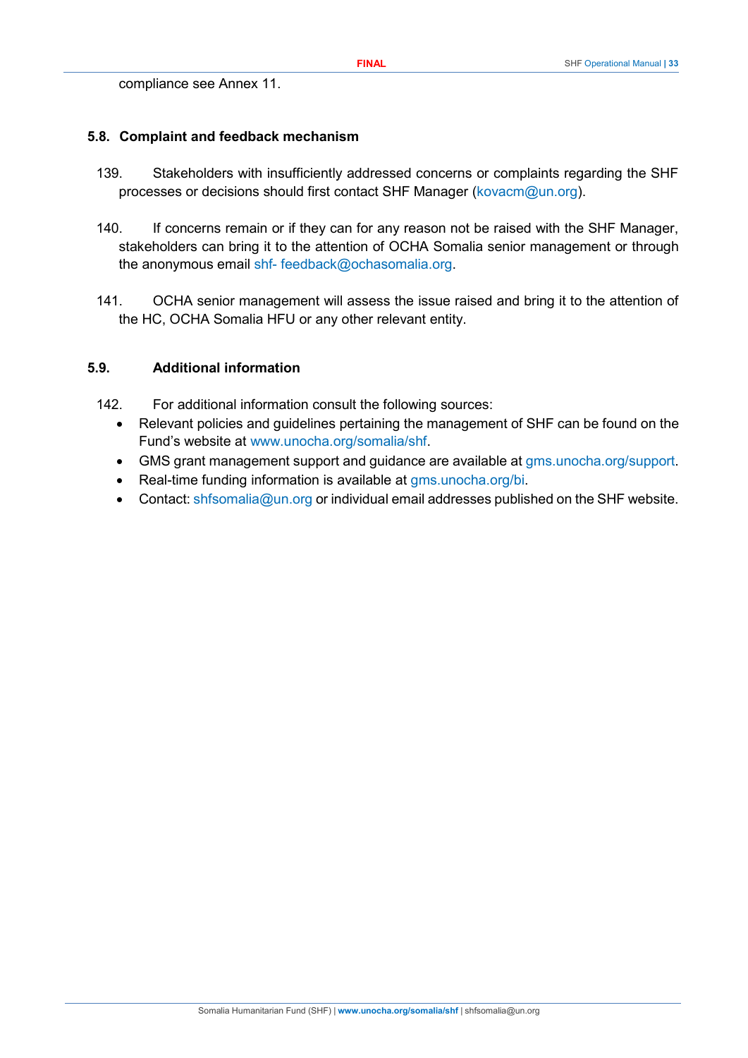compliance see Annex 11.

### 5.8. Complaint and feedback mechanism

139. Stakeholders with insufficiently addressed concerns or complaints regarding the SHF processes or decisions should first contact SHF Manager (kovacm@un.org).

140. If concerns remain or if they can for any reason not be raised with the SHF Manager, stakeholders can bring it to the attention of OCHA Somalia senior management or through the anonymous email shf- feedback@ochasomalia.org.

141. OCHA senior management will assess the issue raised and bring it to the attention of the HC, OCHA Somalia HFU or any other relevant entity.

### 5.9. Additional information

142. For additional information consult the following sources:

- Relevant policies and guidelines pertaining the management of SHF can be found on the Fund's website at www.unocha.org/somalia/shf.
- GMS grant management support and guidance are available at gms.unocha.org/support.
- Real-time funding information is available at gms.unocha.org/bi.
- Contact: shfsomalia@un.org or individual email addresses published on the SHF website.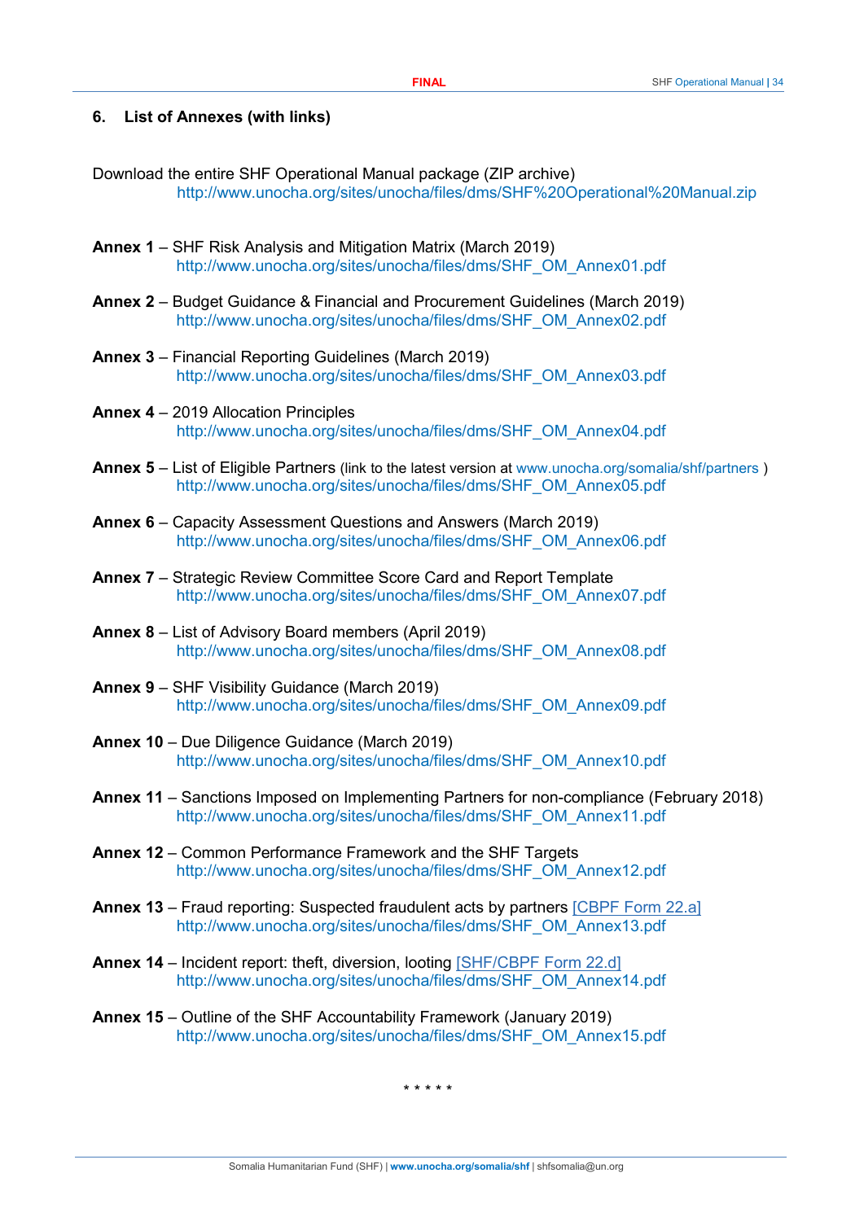## 6. List of Annexes (with links)

Download the entire SHF Operational Manual package (ZIP archive)
http://www.unocha.org/sites/unocha/files/dms/SHF%20Operational%20Manual.zip

**Annex 1** – SHF Risk Analysis and Mitigation Matrix (March 2019)
http://www.unocha.org/sites/unocha/files/dms/SHF_OM_Annex01.pdf

**Annex 2** – Budget Guidance & Financial and Procurement Guidelines (March 2019)
http://www.unocha.org/sites/unocha/files/dms/SHF_OM_Annex02.pdf

**Annex 3** – Financial Reporting Guidelines (March 2019)
http://www.unocha.org/sites/unocha/files/dms/SHF_OM_Annex03.pdf

**Annex 4** – 2019 Allocation Principles
http://www.unocha.org/sites/unocha/files/dms/SHF_OM_Annex04.pdf

**Annex 5** – List of Eligible Partners (link to the latest version at www.unocha.org/somalia/shf/partners )
http://www.unocha.org/sites/unocha/files/dms/SHF_OM_Annex05.pdf

**Annex 6** – Capacity Assessment Questions and Answers (March 2019)
http://www.unocha.org/sites/unocha/files/dms/SHF_OM_Annex06.pdf

**Annex 7** – Strategic Review Committee Score Card and Report Template
http://www.unocha.org/sites/unocha/files/dms/SHF_OM_Annex07.pdf

**Annex 8** – List of Advisory Board members (April 2019)
http://www.unocha.org/sites/unocha/files/dms/SHF_OM_Annex08.pdf

**Annex 9** – SHF Visibility Guidance (March 2019)
http://www.unocha.org/sites/unocha/files/dms/SHF_OM_Annex09.pdf

**Annex 10** – Due Diligence Guidance (March 2019)
http://www.unocha.org/sites/unocha/files/dms/SHF_OM_Annex10.pdf

**Annex 11** – Sanctions Imposed on Implementing Partners for non-compliance (February 2018)
http://www.unocha.org/sites/unocha/files/dms/SHF_OM_Annex11.pdf

**Annex 12** – Common Performance Framework and the SHF Targets
http://www.unocha.org/sites/unocha/files/dms/SHF_OM_Annex12.pdf

**Annex 13** – Fraud reporting: Suspected fraudulent acts by partners [CBPF Form 22.a]
http://www.unocha.org/sites/unocha/files/dms/SHF_OM_Annex13.pdf

**Annex 14** – Incident report: theft, diversion, looting [SHF/CBPF Form 22.d]
http://www.unocha.org/sites/unocha/files/dms/SHF_OM_Annex14.pdf

**Annex 15** – Outline of the SHF Accountability Framework (January 2019)
http://www.unocha.org/sites/unocha/files/dms/SHF_OM_Annex15.pdf

* * * * *